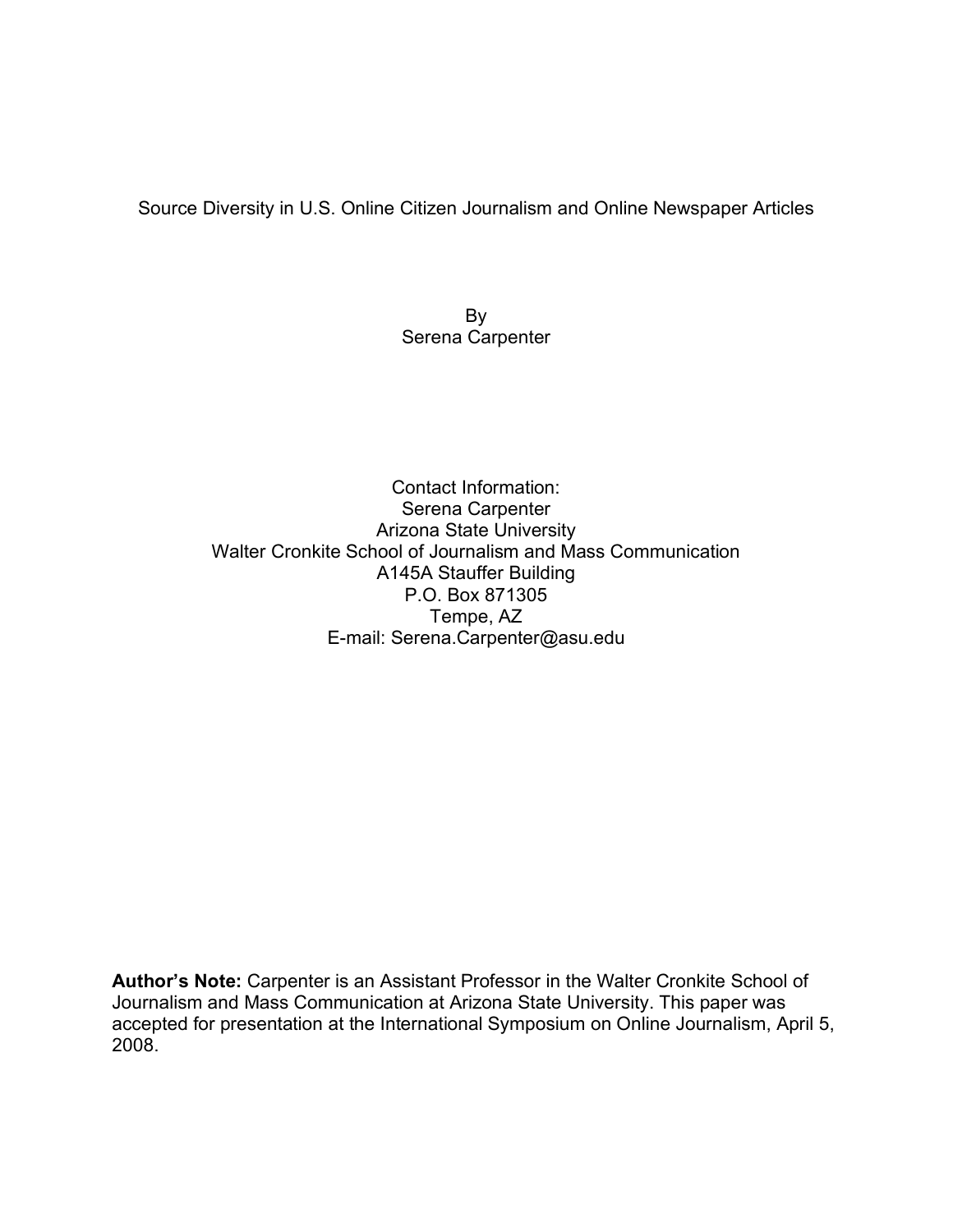# Source Diversity in U.S. Online Citizen Journalism and Online Newspaper Articles

By
Serena Carpenter

Contact Information:
Serena Carpenter
Arizona State University
Walter Cronkite School of Journalism and Mass Communication
A145A Stauffer Building
P.O. Box 871305
Tempe, AZ
E-mail: Serena.Carpenter@asu.edu

**Author's Note:** Carpenter is an Assistant Professor in the Walter Cronkite School of Journalism and Mass Communication at Arizona State University. This paper was accepted for presentation at the International Symposium on Online Journalism, April 5, 2008.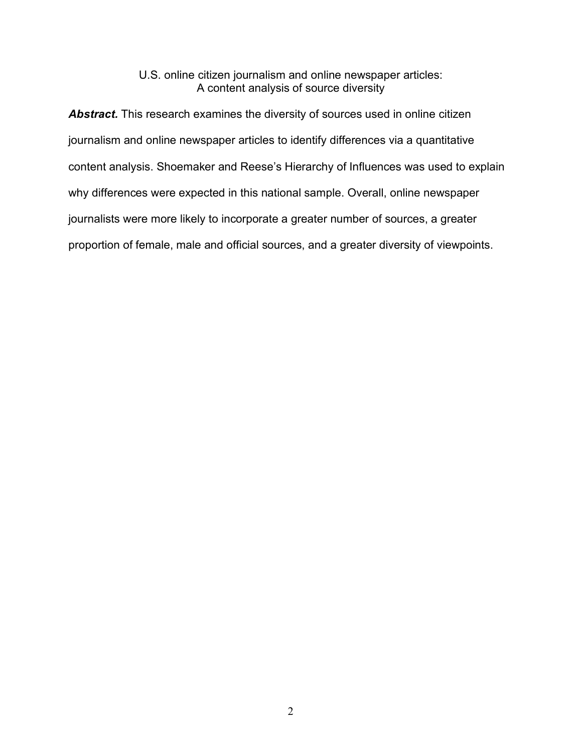# U.S. online citizen journalism and online newspaper articles: A content analysis of source diversity

***Abstract.*** This research examines the diversity of sources used in online citizen journalism and online newspaper articles to identify differences via a quantitative content analysis. Shoemaker and Reese's Hierarchy of Influences was used to explain why differences were expected in this national sample. Overall, online newspaper journalists were more likely to incorporate a greater number of sources, a greater proportion of female, male and official sources, and a greater diversity of viewpoints.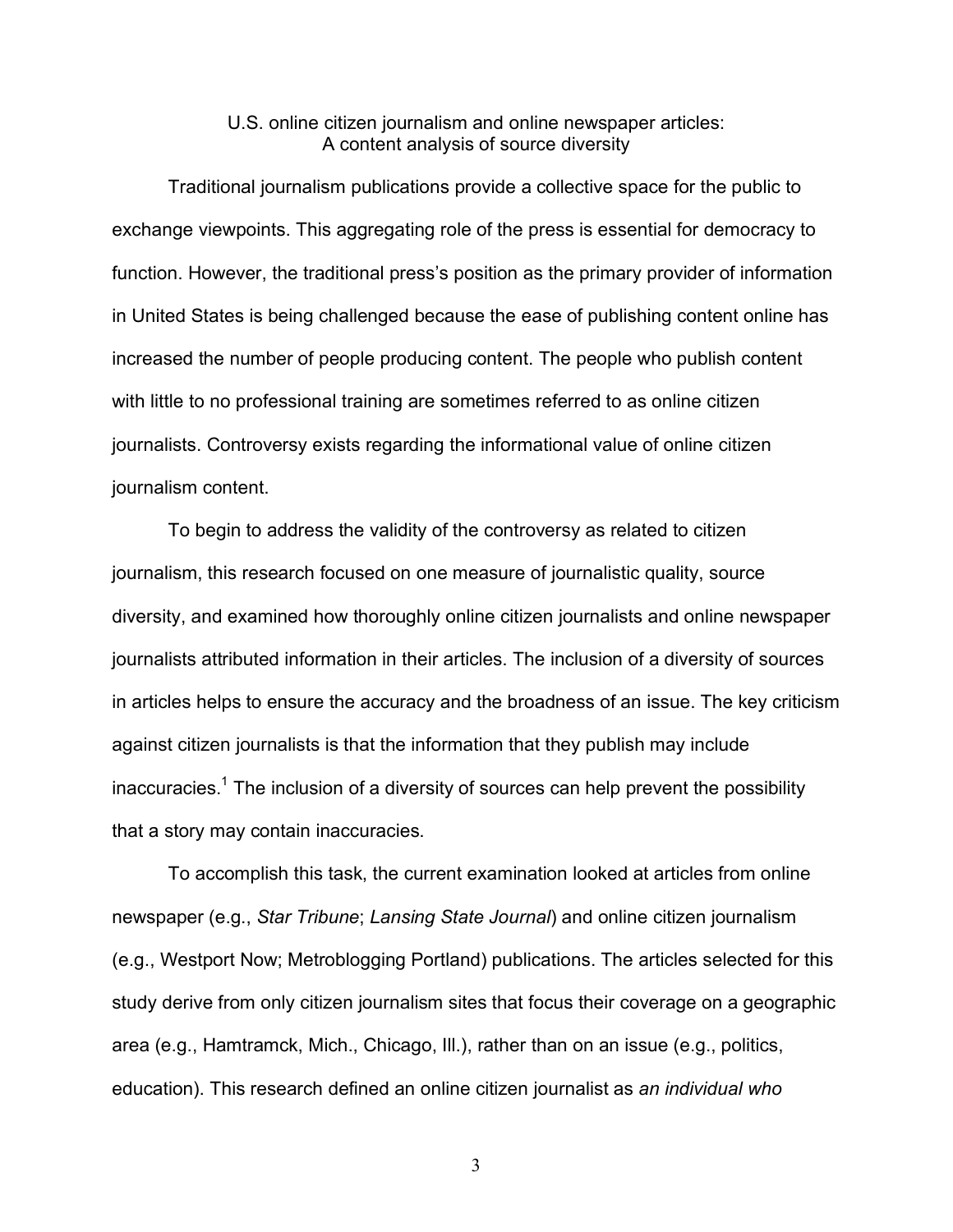# U.S. online citizen journalism and online newspaper articles: A content analysis of source diversity

Traditional journalism publications provide a collective space for the public to exchange viewpoints. This aggregating role of the press is essential for democracy to function. However, the traditional press's position as the primary provider of information in United States is being challenged because the ease of publishing content online has increased the number of people producing content. The people who publish content with little to no professional training are sometimes referred to as online citizen journalists. Controversy exists regarding the informational value of online citizen journalism content.

To begin to address the validity of the controversy as related to citizen journalism, this research focused on one measure of journalistic quality, source diversity, and examined how thoroughly online citizen journalists and online newspaper journalists attributed information in their articles. The inclusion of a diversity of sources in articles helps to ensure the accuracy and the broadness of an issue. The key criticism against citizen journalists is that the information that they publish may include inaccuracies.[1] The inclusion of a diversity of sources can help prevent the possibility that a story may contain inaccuracies.

To accomplish this task, the current examination looked at articles from online newspaper (e.g., *Star Tribune*; *Lansing State Journal*) and online citizen journalism (e.g., Westport Now; Metroblogging Portland) publications. The articles selected for this study derive from only citizen journalism sites that focus their coverage on a geographic area (e.g., Hamtramck, Mich., Chicago, Ill.), rather than on an issue (e.g., politics, education). This research defined an online citizen journalist as *an individual who*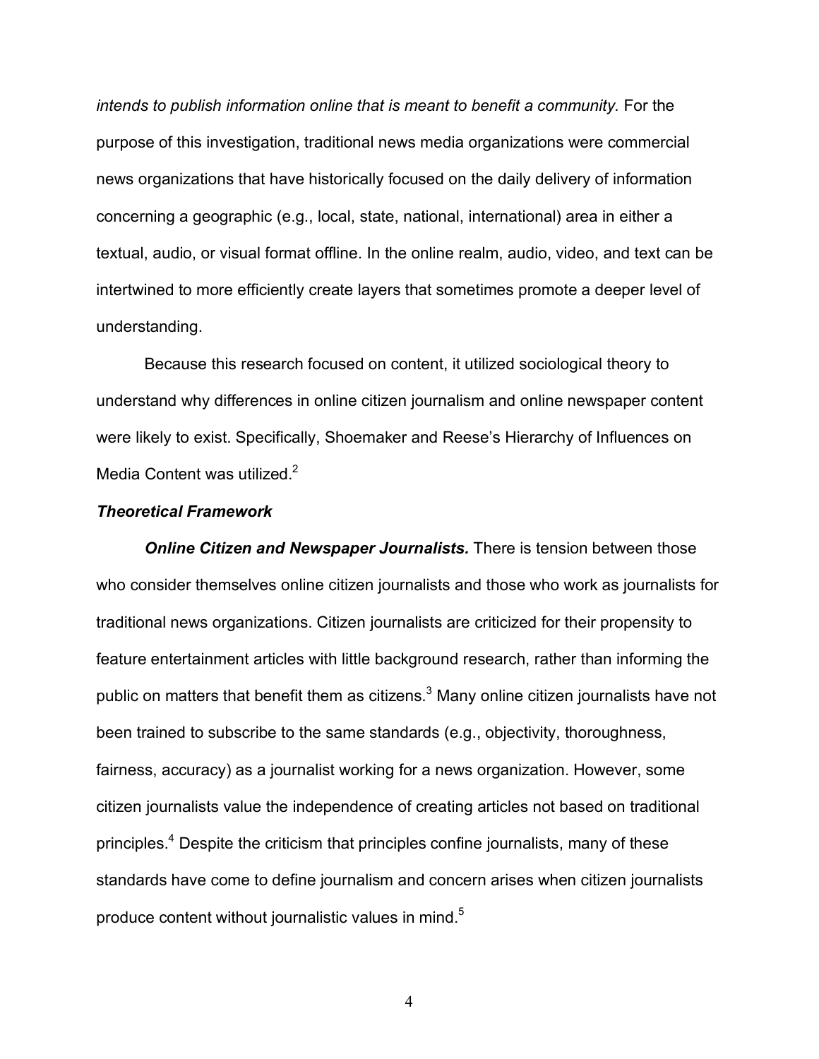*intends to publish information online that is meant to benefit a community.* For the purpose of this investigation, traditional news media organizations were commercial news organizations that have historically focused on the daily delivery of information concerning a geographic (e.g., local, state, national, international) area in either a textual, audio, or visual format offline. In the online realm, audio, video, and text can be intertwined to more efficiently create layers that sometimes promote a deeper level of understanding.

Because this research focused on content, it utilized sociological theory to understand why differences in online citizen journalism and online newspaper content were likely to exist. Specifically, Shoemaker and Reese's Hierarchy of Influences on Media Content was utilized.[2]

### *Theoretical Framework*

***Online Citizen and Newspaper Journalists.*** There is tension between those who consider themselves online citizen journalists and those who work as journalists for traditional news organizations. Citizen journalists are criticized for their propensity to feature entertainment articles with little background research, rather than informing the public on matters that benefit them as citizens.[3] Many online citizen journalists have not been trained to subscribe to the same standards (e.g., objectivity, thoroughness, fairness, accuracy) as a journalist working for a news organization. However, some citizen journalists value the independence of creating articles not based on traditional principles.[4] Despite the criticism that principles confine journalists, many of these standards have come to define journalism and concern arises when citizen journalists produce content without journalistic values in mind.[5]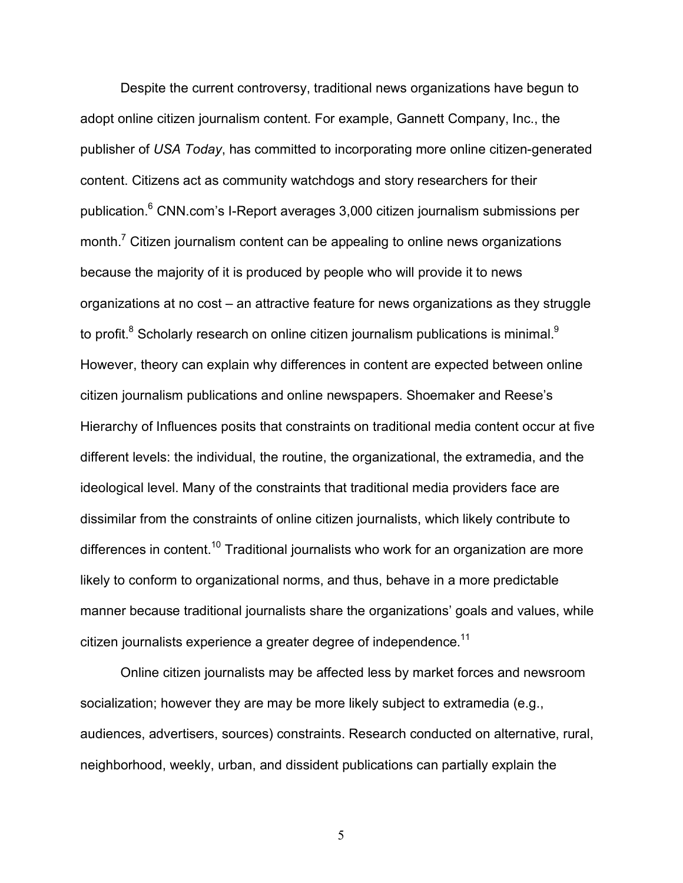Despite the current controversy, traditional news organizations have begun to adopt online citizen journalism content. For example, Gannett Company, Inc., the publisher of *USA Today*, has committed to incorporating more online citizen-generated content. Citizens act as community watchdogs and story researchers for their publication.[6] CNN.com's I-Report averages 3,000 citizen journalism submissions per month.[7] Citizen journalism content can be appealing to online news organizations because the majority of it is produced by people who will provide it to news organizations at no cost – an attractive feature for news organizations as they struggle to profit.[8] Scholarly research on online citizen journalism publications is minimal.[9] However, theory can explain why differences in content are expected between online citizen journalism publications and online newspapers. Shoemaker and Reese's Hierarchy of Influences posits that constraints on traditional media content occur at five different levels: the individual, the routine, the organizational, the extramedia, and the ideological level. Many of the constraints that traditional media providers face are dissimilar from the constraints of online citizen journalists, which likely contribute to differences in content.[10] Traditional journalists who work for an organization are more likely to conform to organizational norms, and thus, behave in a more predictable manner because traditional journalists share the organizations' goals and values, while citizen journalists experience a greater degree of independence.[11]

Online citizen journalists may be affected less by market forces and newsroom socialization; however they are may be more likely subject to extramedia (e.g., audiences, advertisers, sources) constraints. Research conducted on alternative, rural, neighborhood, weekly, urban, and dissident publications can partially explain the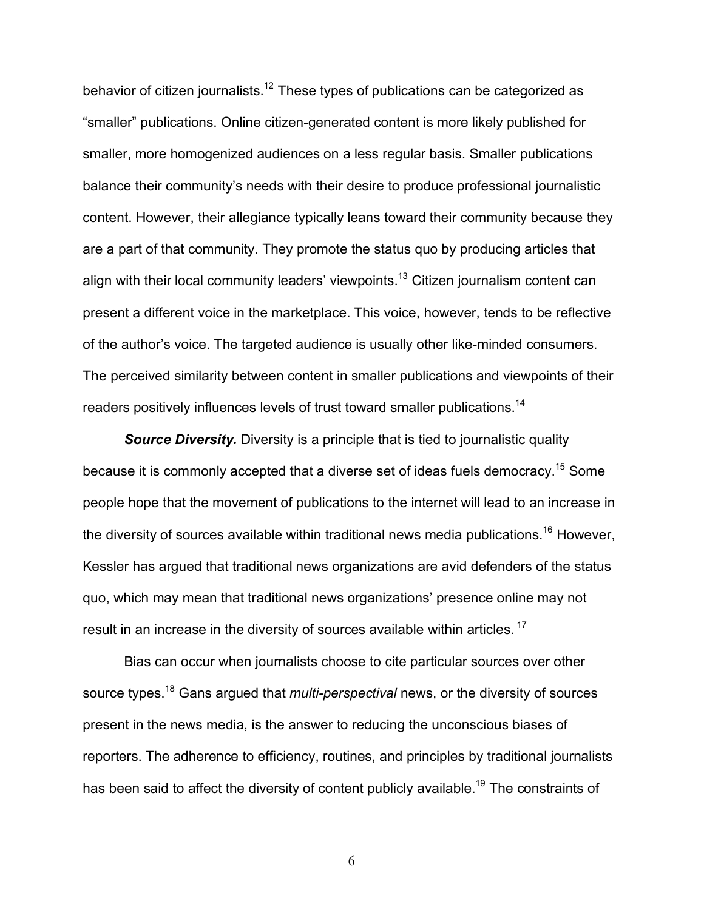behavior of citizen journalists.[12] These types of publications can be categorized as "smaller" publications. Online citizen-generated content is more likely published for smaller, more homogenized audiences on a less regular basis. Smaller publications balance their community's needs with their desire to produce professional journalistic content. However, their allegiance typically leans toward their community because they are a part of that community. They promote the status quo by producing articles that align with their local community leaders' viewpoints.[13] Citizen journalism content can present a different voice in the marketplace. This voice, however, tends to be reflective of the author's voice. The targeted audience is usually other like-minded consumers. The perceived similarity between content in smaller publications and viewpoints of their readers positively influences levels of trust toward smaller publications.[14]

***Source Diversity.*** Diversity is a principle that is tied to journalistic quality because it is commonly accepted that a diverse set of ideas fuels democracy.[15] Some people hope that the movement of publications to the internet will lead to an increase in the diversity of sources available within traditional news media publications.[16] However, Kessler has argued that traditional news organizations are avid defenders of the status quo, which may mean that traditional news organizations' presence online may not result in an increase in the diversity of sources available within articles.[17]

Bias can occur when journalists choose to cite particular sources over other source types.[18] Gans argued that *multi-perspectival* news, or the diversity of sources present in the news media, is the answer to reducing the unconscious biases of reporters. The adherence to efficiency, routines, and principles by traditional journalists has been said to affect the diversity of content publicly available.[19] The constraints of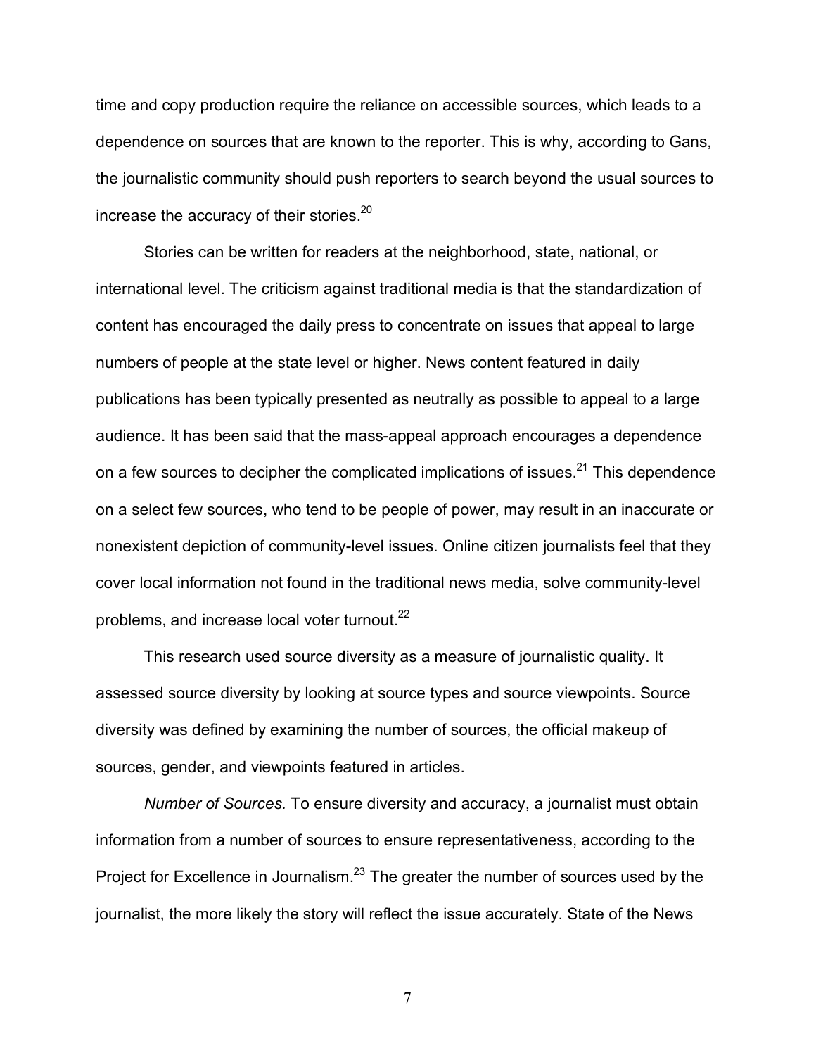time and copy production require the reliance on accessible sources, which leads to a dependence on sources that are known to the reporter. This is why, according to Gans, the journalistic community should push reporters to search beyond the usual sources to increase the accuracy of their stories.[20]

Stories can be written for readers at the neighborhood, state, national, or international level. The criticism against traditional media is that the standardization of content has encouraged the daily press to concentrate on issues that appeal to large numbers of people at the state level or higher. News content featured in daily publications has been typically presented as neutrally as possible to appeal to a large audience. It has been said that the mass-appeal approach encourages a dependence on a few sources to decipher the complicated implications of issues.[21] This dependence on a select few sources, who tend to be people of power, may result in an inaccurate or nonexistent depiction of community-level issues. Online citizen journalists feel that they cover local information not found in the traditional news media, solve community-level problems, and increase local voter turnout.[22]

This research used source diversity as a measure of journalistic quality. It assessed source diversity by looking at source types and source viewpoints. Source diversity was defined by examining the number of sources, the official makeup of sources, gender, and viewpoints featured in articles.

*Number of Sources.* To ensure diversity and accuracy, a journalist must obtain information from a number of sources to ensure representativeness, according to the Project for Excellence in Journalism.[23] The greater the number of sources used by the journalist, the more likely the story will reflect the issue accurately. State of the News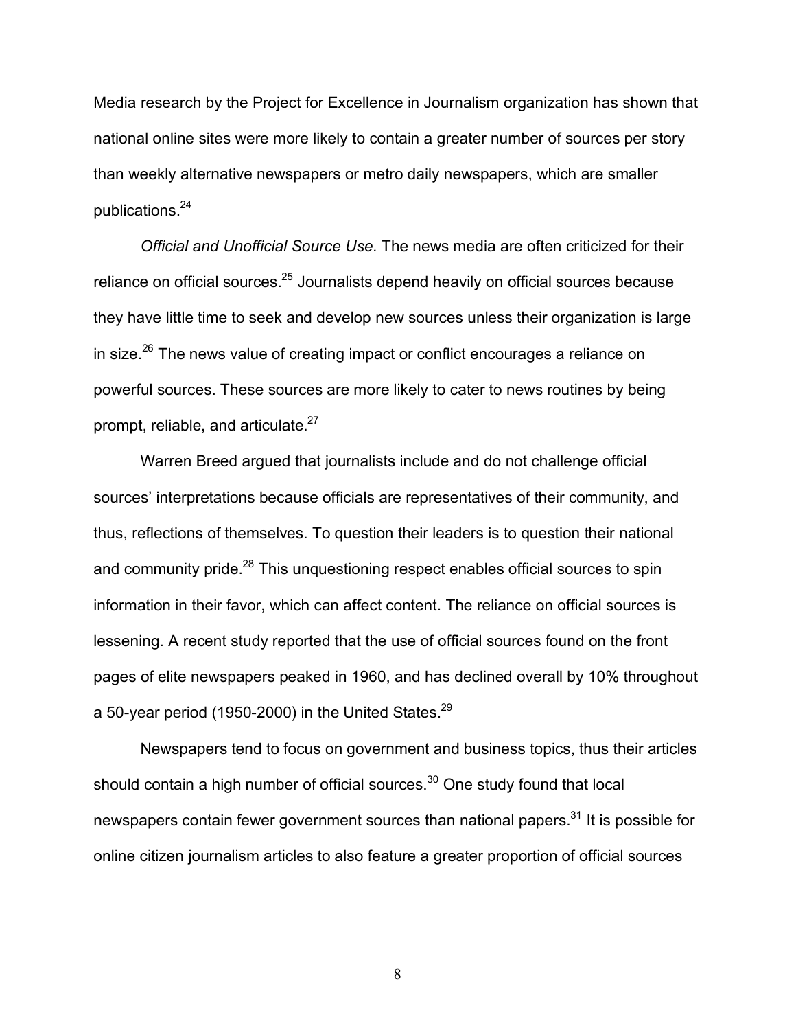Media research by the Project for Excellence in Journalism organization has shown that national online sites were more likely to contain a greater number of sources per story than weekly alternative newspapers or metro daily newspapers, which are smaller publications.[24]

*Official and Unofficial Source Use.* The news media are often criticized for their reliance on official sources.[25] Journalists depend heavily on official sources because they have little time to seek and develop new sources unless their organization is large in size.[26] The news value of creating impact or conflict encourages a reliance on powerful sources. These sources are more likely to cater to news routines by being prompt, reliable, and articulate.[27]

Warren Breed argued that journalists include and do not challenge official sources' interpretations because officials are representatives of their community, and thus, reflections of themselves. To question their leaders is to question their national and community pride.[28] This unquestioning respect enables official sources to spin information in their favor, which can affect content. The reliance on official sources is lessening. A recent study reported that the use of official sources found on the front pages of elite newspapers peaked in 1960, and has declined overall by 10% throughout a 50-year period (1950-2000) in the United States.[29]

Newspapers tend to focus on government and business topics, thus their articles should contain a high number of official sources.[30] One study found that local newspapers contain fewer government sources than national papers.[31] It is possible for online citizen journalism articles to also feature a greater proportion of official sources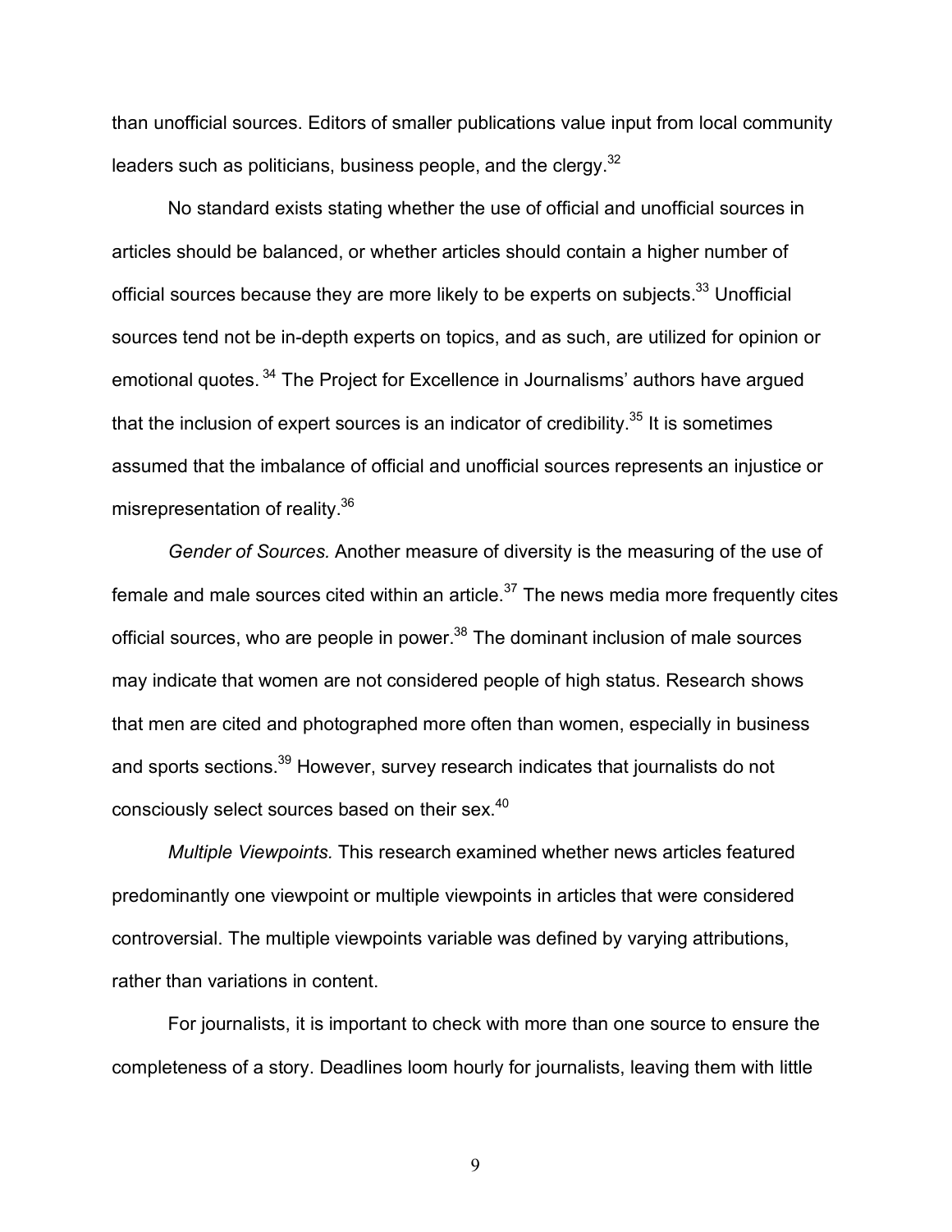than unofficial sources. Editors of smaller publications value input from local community leaders such as politicians, business people, and the clergy.[32]

No standard exists stating whether the use of official and unofficial sources in articles should be balanced, or whether articles should contain a higher number of official sources because they are more likely to be experts on subjects.[33] Unofficial sources tend not be in-depth experts on topics, and as such, are utilized for opinion or emotional quotes.[34] The Project for Excellence in Journalisms' authors have argued that the inclusion of expert sources is an indicator of credibility.[35] It is sometimes assumed that the imbalance of official and unofficial sources represents an injustice or misrepresentation of reality.[36]

*Gender of Sources.* Another measure of diversity is the measuring of the use of female and male sources cited within an article.[37] The news media more frequently cites official sources, who are people in power.[38] The dominant inclusion of male sources may indicate that women are not considered people of high status. Research shows that men are cited and photographed more often than women, especially in business and sports sections.[39] However, survey research indicates that journalists do not consciously select sources based on their sex.[40]

*Multiple Viewpoints.* This research examined whether news articles featured predominantly one viewpoint or multiple viewpoints in articles that were considered controversial. The multiple viewpoints variable was defined by varying attributions, rather than variations in content.

For journalists, it is important to check with more than one source to ensure the completeness of a story. Deadlines loom hourly for journalists, leaving them with little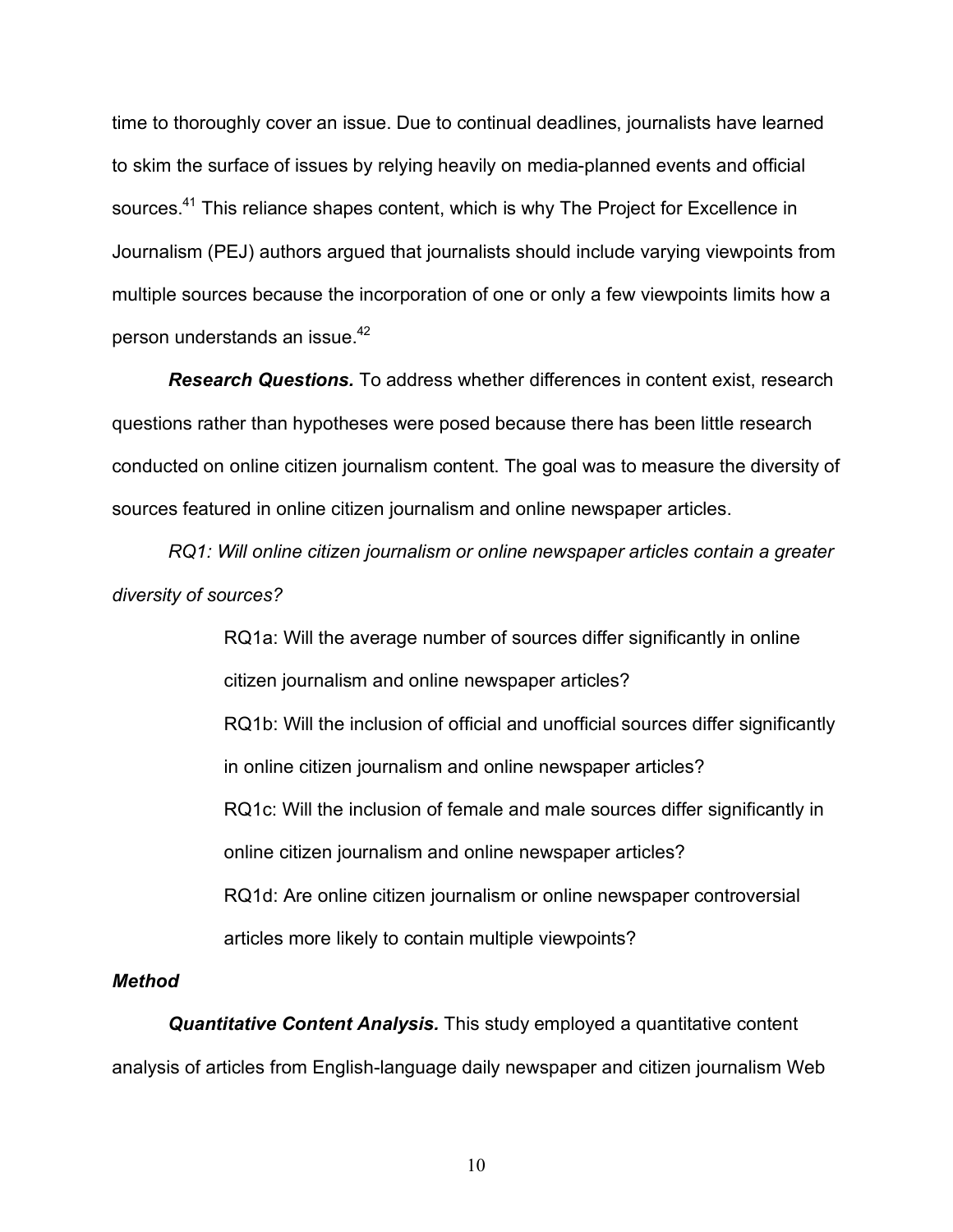time to thoroughly cover an issue. Due to continual deadlines, journalists have learned to skim the surface of issues by relying heavily on media-planned events and official sources.[41] This reliance shapes content, which is why The Project for Excellence in Journalism (PEJ) authors argued that journalists should include varying viewpoints from multiple sources because the incorporation of one or only a few viewpoints limits how a person understands an issue.[42]

***Research Questions.*** To address whether differences in content exist, research questions rather than hypotheses were posed because there has been little research conducted on online citizen journalism content. The goal was to measure the diversity of sources featured in online citizen journalism and online newspaper articles.

*RQ1: Will online citizen journalism or online newspaper articles contain a greater diversity of sources?*

> RQ1a: Will the average number of sources differ significantly in online citizen journalism and online newspaper articles?
>
> RQ1b: Will the inclusion of official and unofficial sources differ significantly in online citizen journalism and online newspaper articles?
>
> RQ1c: Will the inclusion of female and male sources differ significantly in online citizen journalism and online newspaper articles?
>
> RQ1d: Are online citizen journalism or online newspaper controversial articles more likely to contain multiple viewpoints?

### *Method*

***Quantitative Content Analysis.*** This study employed a quantitative content analysis of articles from English-language daily newspaper and citizen journalism Web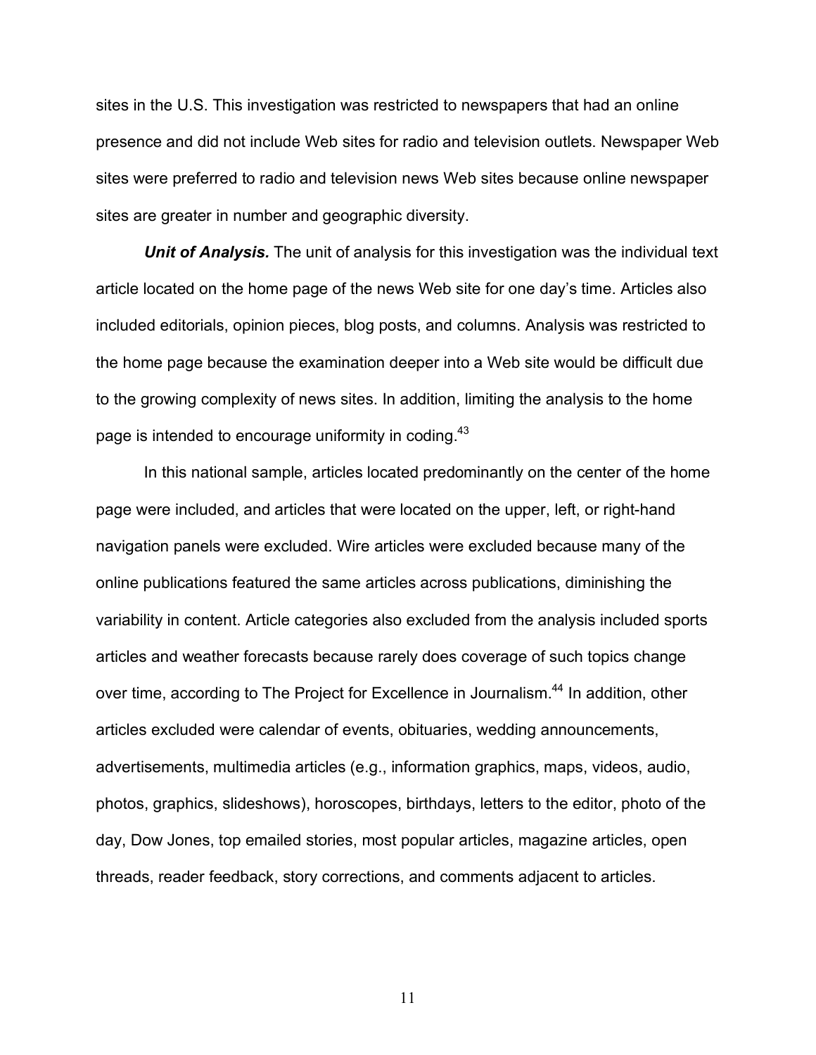sites in the U.S. This investigation was restricted to newspapers that had an online presence and did not include Web sites for radio and television outlets. Newspaper Web sites were preferred to radio and television news Web sites because online newspaper sites are greater in number and geographic diversity.

***Unit of Analysis.*** The unit of analysis for this investigation was the individual text article located on the home page of the news Web site for one day's time. Articles also included editorials, opinion pieces, blog posts, and columns. Analysis was restricted to the home page because the examination deeper into a Web site would be difficult due to the growing complexity of news sites. In addition, limiting the analysis to the home page is intended to encourage uniformity in coding.[43]

In this national sample, articles located predominantly on the center of the home page were included, and articles that were located on the upper, left, or right-hand navigation panels were excluded. Wire articles were excluded because many of the online publications featured the same articles across publications, diminishing the variability in content. Article categories also excluded from the analysis included sports articles and weather forecasts because rarely does coverage of such topics change over time, according to The Project for Excellence in Journalism.[44] In addition, other articles excluded were calendar of events, obituaries, wedding announcements, advertisements, multimedia articles (e.g., information graphics, maps, videos, audio, photos, graphics, slideshows), horoscopes, birthdays, letters to the editor, photo of the day, Dow Jones, top emailed stories, most popular articles, magazine articles, open threads, reader feedback, story corrections, and comments adjacent to articles.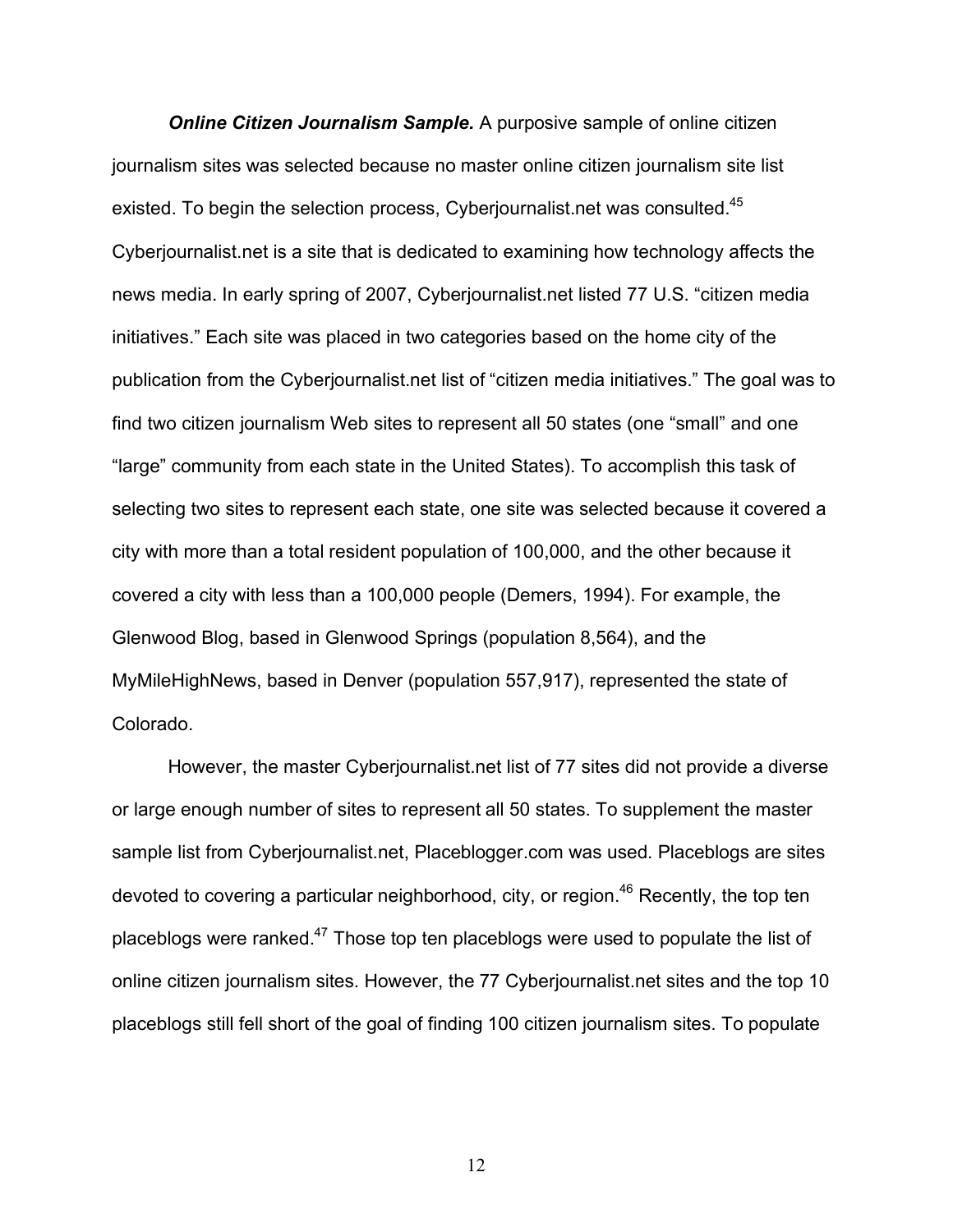***Online Citizen Journalism Sample.*** A purposive sample of online citizen journalism sites was selected because no master online citizen journalism site list existed. To begin the selection process, Cyberjournalist.net was consulted.[45] Cyberjournalist.net is a site that is dedicated to examining how technology affects the news media. In early spring of 2007, Cyberjournalist.net listed 77 U.S. "citizen media initiatives." Each site was placed in two categories based on the home city of the publication from the Cyberjournalist.net list of "citizen media initiatives." The goal was to find two citizen journalism Web sites to represent all 50 states (one "small" and one "large" community from each state in the United States). To accomplish this task of selecting two sites to represent each state, one site was selected because it covered a city with more than a total resident population of 100,000, and the other because it covered a city with less than a 100,000 people (Demers, 1994). For example, the Glenwood Blog, based in Glenwood Springs (population 8,564), and the MyMileHighNews, based in Denver (population 557,917), represented the state of Colorado.

However, the master Cyberjournalist.net list of 77 sites did not provide a diverse or large enough number of sites to represent all 50 states. To supplement the master sample list from Cyberjournalist.net, Placeblogger.com was used. Placeblogs are sites devoted to covering a particular neighborhood, city, or region.[46] Recently, the top ten placeblogs were ranked.[47] Those top ten placeblogs were used to populate the list of online citizen journalism sites. However, the 77 Cyberjournalist.net sites and the top 10 placeblogs still fell short of the goal of finding 100 citizen journalism sites. To populate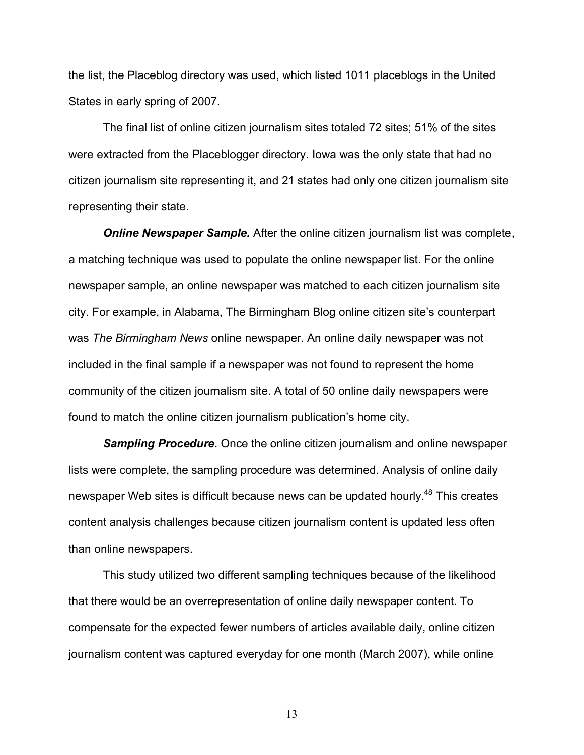the list, the Placeblog directory was used, which listed 1011 placeblogs in the United States in early spring of 2007.

The final list of online citizen journalism sites totaled 72 sites; 51% of the sites were extracted from the Placeblogger directory. Iowa was the only state that had no citizen journalism site representing it, and 21 states had only one citizen journalism site representing their state.

***Online Newspaper Sample.*** After the online citizen journalism list was complete, a matching technique was used to populate the online newspaper list. For the online newspaper sample, an online newspaper was matched to each citizen journalism site city. For example, in Alabama, The Birmingham Blog online citizen site's counterpart was *The Birmingham News* online newspaper. An online daily newspaper was not included in the final sample if a newspaper was not found to represent the home community of the citizen journalism site. A total of 50 online daily newspapers were found to match the online citizen journalism publication's home city.

***Sampling Procedure.*** Once the online citizen journalism and online newspaper lists were complete, the sampling procedure was determined. Analysis of online daily newspaper Web sites is difficult because news can be updated hourly.[48] This creates content analysis challenges because citizen journalism content is updated less often than online newspapers.

This study utilized two different sampling techniques because of the likelihood that there would be an overrepresentation of online daily newspaper content. To compensate for the expected fewer numbers of articles available daily, online citizen journalism content was captured everyday for one month (March 2007), while online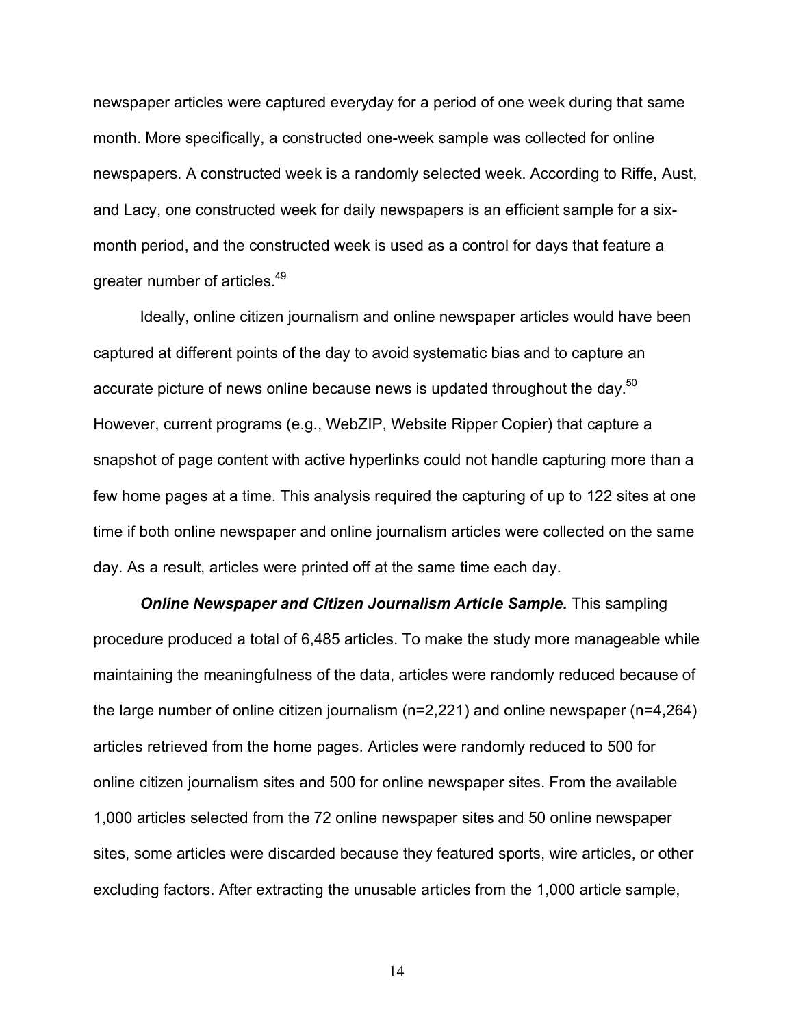newspaper articles were captured everyday for a period of one week during that same month. More specifically, a constructed one-week sample was collected for online newspapers. A constructed week is a randomly selected week. According to Riffe, Aust, and Lacy, one constructed week for daily newspapers is an efficient sample for a six-month period, and the constructed week is used as a control for days that feature a greater number of articles.[49]

Ideally, online citizen journalism and online newspaper articles would have been captured at different points of the day to avoid systematic bias and to capture an accurate picture of news online because news is updated throughout the day.[50] However, current programs (e.g., WebZIP, Website Ripper Copier) that capture a snapshot of page content with active hyperlinks could not handle capturing more than a few home pages at a time. This analysis required the capturing of up to 122 sites at one time if both online newspaper and online journalism articles were collected on the same day. As a result, articles were printed off at the same time each day.

***Online Newspaper and Citizen Journalism Article Sample.*** This sampling procedure produced a total of 6,485 articles. To make the study more manageable while maintaining the meaningfulness of the data, articles were randomly reduced because of the large number of online citizen journalism (n=2,221) and online newspaper (n=4,264) articles retrieved from the home pages. Articles were randomly reduced to 500 for online citizen journalism sites and 500 for online newspaper sites. From the available 1,000 articles selected from the 72 online newspaper sites and 50 online newspaper sites, some articles were discarded because they featured sports, wire articles, or other excluding factors. After extracting the unusable articles from the 1,000 article sample,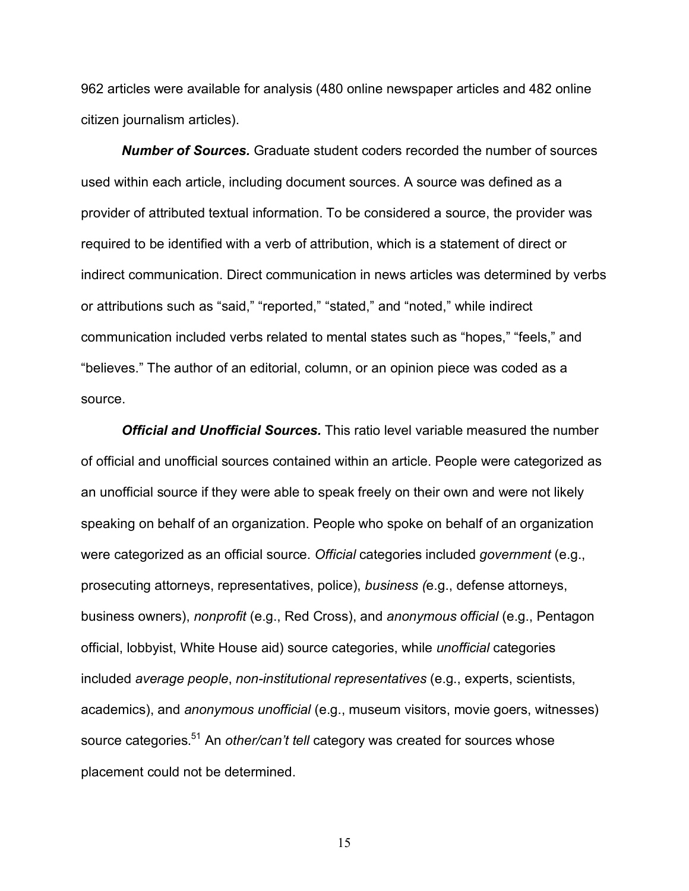962 articles were available for analysis (480 online newspaper articles and 482 online citizen journalism articles).

***Number of Sources.*** Graduate student coders recorded the number of sources used within each article, including document sources. A source was defined as a provider of attributed textual information. To be considered a source, the provider was required to be identified with a verb of attribution, which is a statement of direct or indirect communication. Direct communication in news articles was determined by verbs or attributions such as "said," "reported," "stated," and "noted," while indirect communication included verbs related to mental states such as "hopes," "feels," and "believes." The author of an editorial, column, or an opinion piece was coded as a source.

***Official and Unofficial Sources.*** This ratio level variable measured the number of official and unofficial sources contained within an article. People were categorized as an unofficial source if they were able to speak freely on their own and were not likely speaking on behalf of an organization. People who spoke on behalf of an organization were categorized as an official source. *Official* categories included *government* (e.g., prosecuting attorneys, representatives, police), *business (*e.g., defense attorneys, business owners), *nonprofit* (e.g., Red Cross), and *anonymous official* (e.g., Pentagon official, lobbyist, White House aid) source categories, while *unofficial* categories included *average people*, *non-institutional representatives* (e.g., experts, scientists, academics), and *anonymous unofficial* (e.g., museum visitors, movie goers, witnesses) source categories.[51] An *other/can't tell* category was created for sources whose placement could not be determined.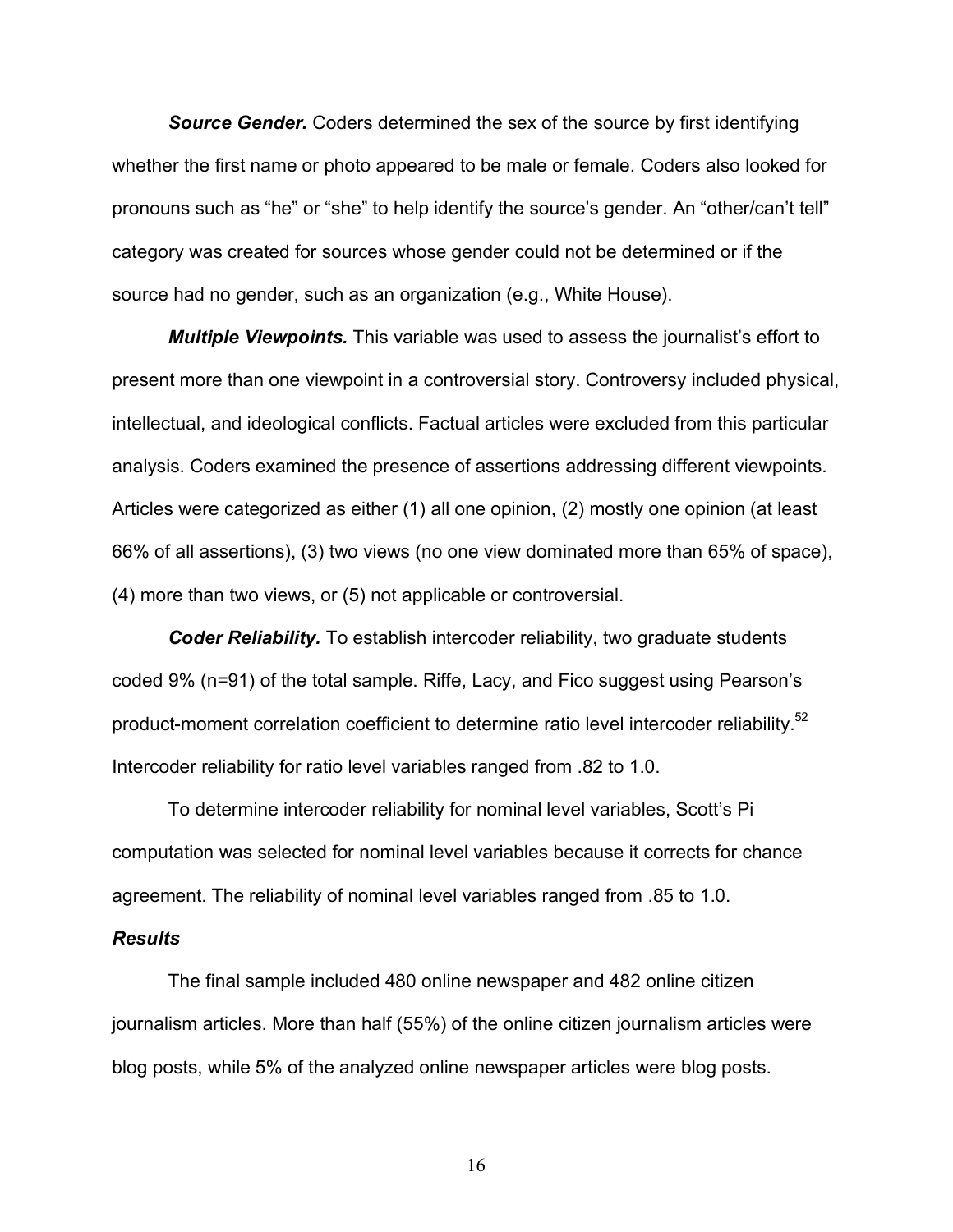***Source Gender.*** Coders determined the sex of the source by first identifying whether the first name or photo appeared to be male or female. Coders also looked for pronouns such as "he" or "she" to help identify the source's gender. An "other/can't tell" category was created for sources whose gender could not be determined or if the source had no gender, such as an organization (e.g., White House).

***Multiple Viewpoints.*** This variable was used to assess the journalist's effort to present more than one viewpoint in a controversial story. Controversy included physical, intellectual, and ideological conflicts. Factual articles were excluded from this particular analysis. Coders examined the presence of assertions addressing different viewpoints. Articles were categorized as either (1) all one opinion, (2) mostly one opinion (at least 66% of all assertions), (3) two views (no one view dominated more than 65% of space), (4) more than two views, or (5) not applicable or controversial.

***Coder Reliability.*** To establish intercoder reliability, two graduate students coded 9% (n=91) of the total sample. Riffe, Lacy, and Fico suggest using Pearson's product-moment correlation coefficient to determine ratio level intercoder reliability.[52] Intercoder reliability for ratio level variables ranged from .82 to 1.0.

To determine intercoder reliability for nominal level variables, Scott's Pi computation was selected for nominal level variables because it corrects for chance agreement. The reliability of nominal level variables ranged from .85 to 1.0.

### *Results*

The final sample included 480 online newspaper and 482 online citizen journalism articles. More than half (55%) of the online citizen journalism articles were blog posts, while 5% of the analyzed online newspaper articles were blog posts.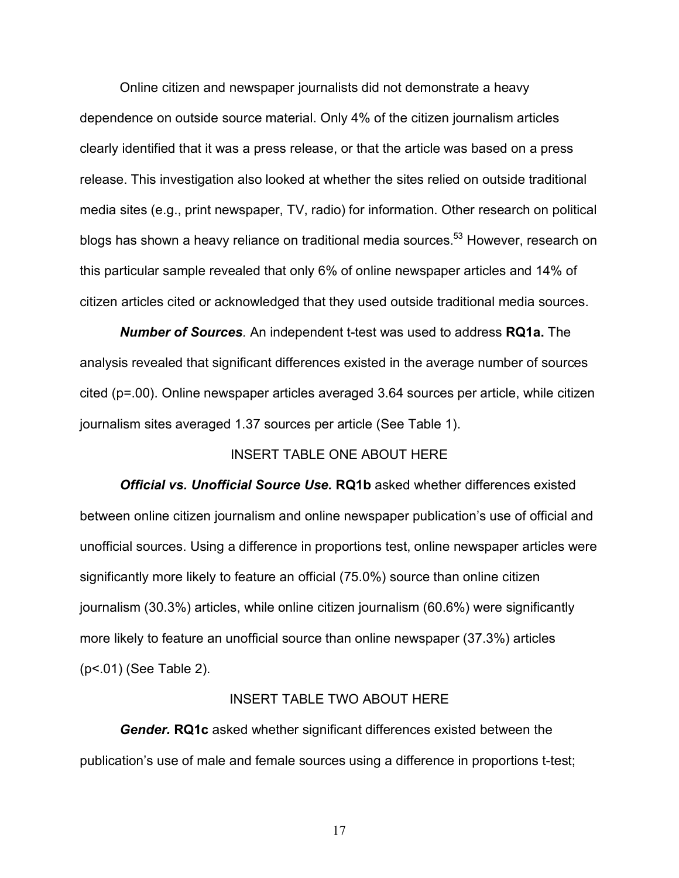Online citizen and newspaper journalists did not demonstrate a heavy dependence on outside source material. Only 4% of the citizen journalism articles clearly identified that it was a press release, or that the article was based on a press release. This investigation also looked at whether the sites relied on outside traditional media sites (e.g., print newspaper, TV, radio) for information. Other research on political blogs has shown a heavy reliance on traditional media sources.[53] However, research on this particular sample revealed that only 6% of online newspaper articles and 14% of citizen articles cited or acknowledged that they used outside traditional media sources.

***Number of Sources***. An independent t-test was used to address **RQ1a.** The analysis revealed that significant differences existed in the average number of sources cited (p=.00). Online newspaper articles averaged 3.64 sources per article, while citizen journalism sites averaged 1.37 sources per article (See Table 1).

INSERT TABLE ONE ABOUT HERE

***Official vs. Unofficial Source Use.*** **RQ1b** asked whether differences existed between online citizen journalism and online newspaper publication's use of official and unofficial sources. Using a difference in proportions test, online newspaper articles were significantly more likely to feature an official (75.0%) source than online citizen journalism (30.3%) articles, while online citizen journalism (60.6%) were significantly more likely to feature an unofficial source than online newspaper (37.3%) articles (p<.01) (See Table 2).

INSERT TABLE TWO ABOUT HERE

***Gender.*** **RQ1c** asked whether significant differences existed between the publication's use of male and female sources using a difference in proportions t-test;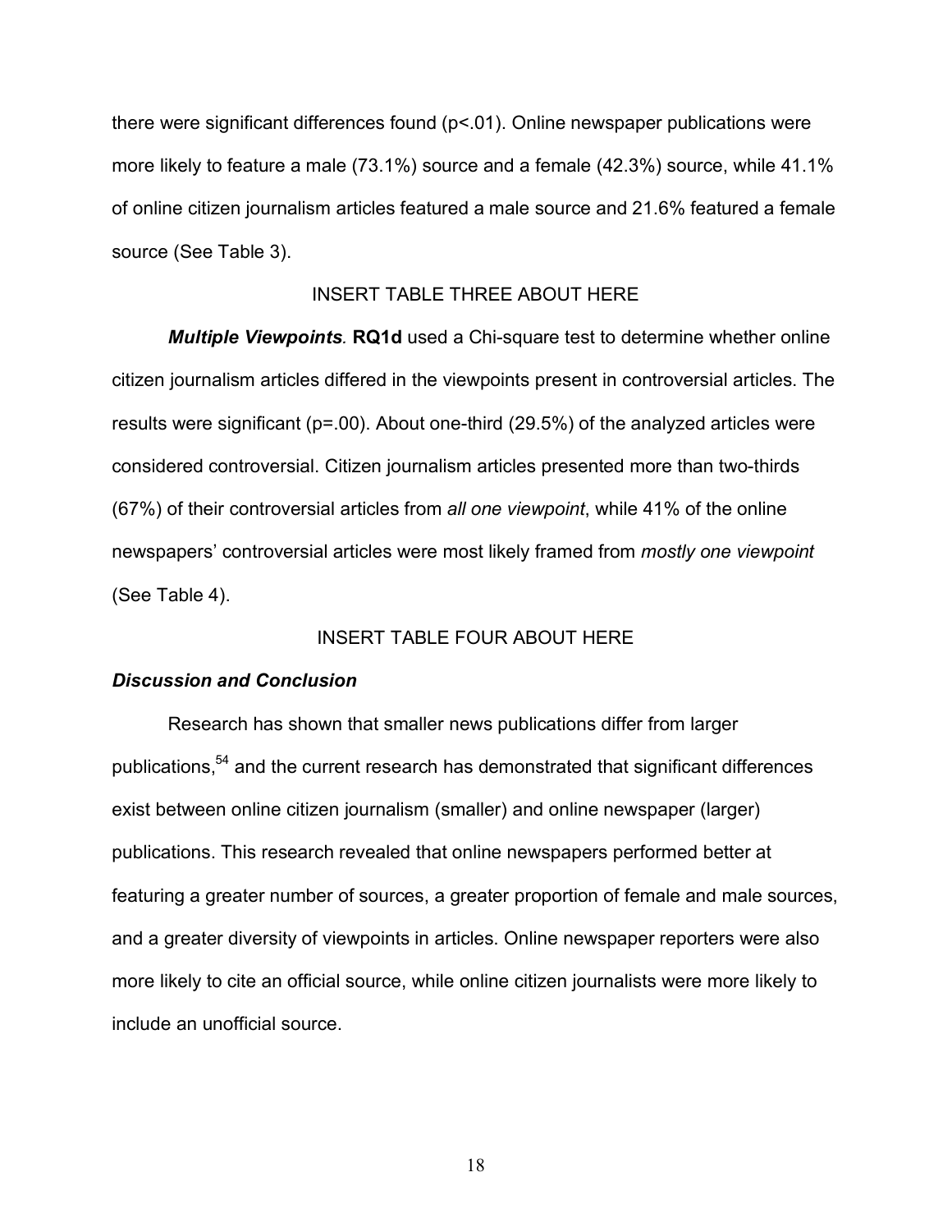there were significant differences found ($p<.01$). Online newspaper publications were more likely to feature a male (73.1%) source and a female (42.3%) source, while 41.1% of online citizen journalism articles featured a male source and 21.6% featured a female source (See Table 3).

INSERT TABLE THREE ABOUT HERE

***Multiple Viewpoints.*** **RQ1d** used a Chi-square test to determine whether online citizen journalism articles differed in the viewpoints present in controversial articles. The results were significant ($p=.00$). About one-third (29.5%) of the analyzed articles were considered controversial. Citizen journalism articles presented more than two-thirds (67%) of their controversial articles from *all one viewpoint*, while 41% of the online newspapers' controversial articles were most likely framed from *mostly one viewpoint* (See Table 4).

INSERT TABLE FOUR ABOUT HERE

### *Discussion and Conclusion*

Research has shown that smaller news publications differ from larger publications,[54] and the current research has demonstrated that significant differences exist between online citizen journalism (smaller) and online newspaper (larger) publications. This research revealed that online newspapers performed better at featuring a greater number of sources, a greater proportion of female and male sources, and a greater diversity of viewpoints in articles. Online newspaper reporters were also more likely to cite an official source, while online citizen journalists were more likely to include an unofficial source.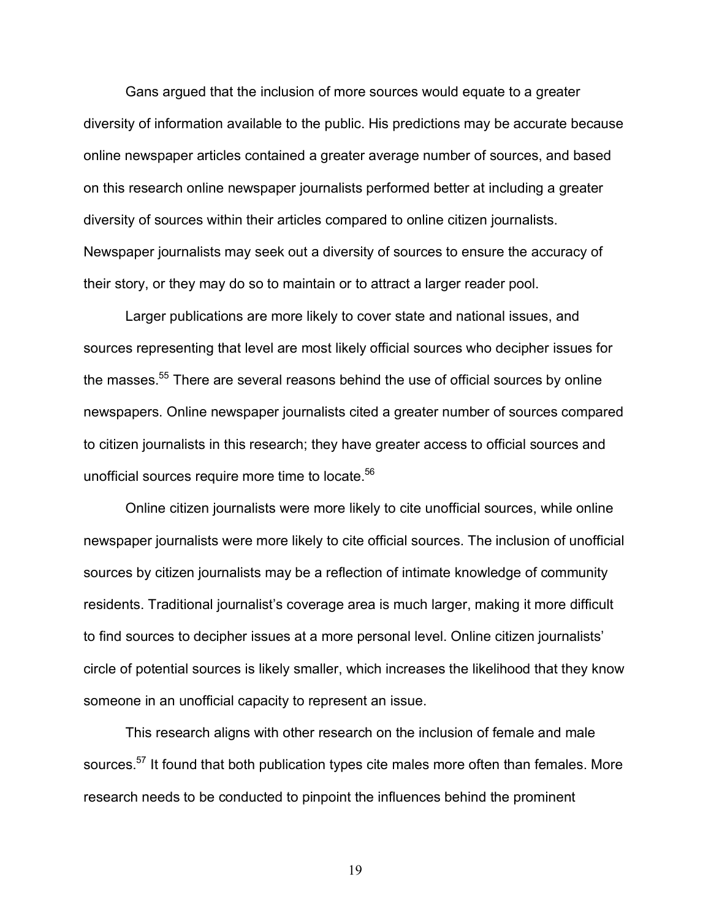Gans argued that the inclusion of more sources would equate to a greater diversity of information available to the public. His predictions may be accurate because online newspaper articles contained a greater average number of sources, and based on this research online newspaper journalists performed better at including a greater diversity of sources within their articles compared to online citizen journalists. Newspaper journalists may seek out a diversity of sources to ensure the accuracy of their story, or they may do so to maintain or to attract a larger reader pool.

Larger publications are more likely to cover state and national issues, and sources representing that level are most likely official sources who decipher issues for the masses.[55] There are several reasons behind the use of official sources by online newspapers. Online newspaper journalists cited a greater number of sources compared to citizen journalists in this research; they have greater access to official sources and unofficial sources require more time to locate.[56]

Online citizen journalists were more likely to cite unofficial sources, while online newspaper journalists were more likely to cite official sources. The inclusion of unofficial sources by citizen journalists may be a reflection of intimate knowledge of community residents. Traditional journalist's coverage area is much larger, making it more difficult to find sources to decipher issues at a more personal level. Online citizen journalists' circle of potential sources is likely smaller, which increases the likelihood that they know someone in an unofficial capacity to represent an issue.

This research aligns with other research on the inclusion of female and male sources.[57] It found that both publication types cite males more often than females. More research needs to be conducted to pinpoint the influences behind the prominent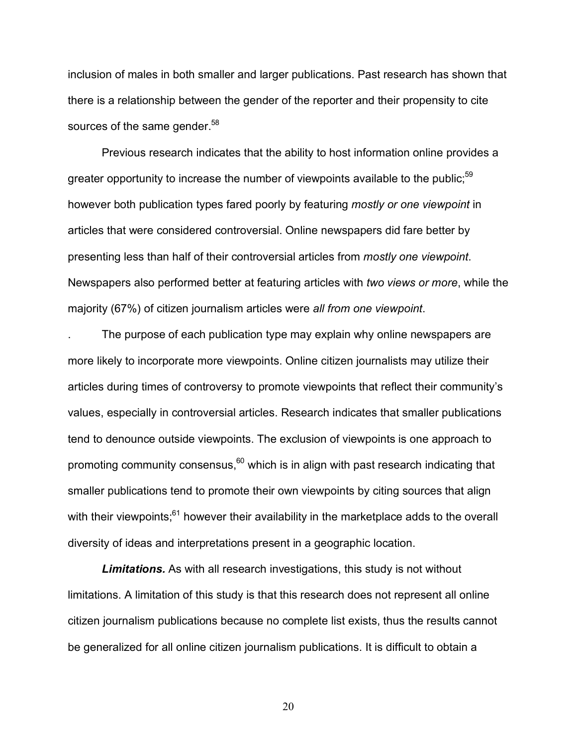inclusion of males in both smaller and larger publications. Past research has shown that there is a relationship between the gender of the reporter and their propensity to cite sources of the same gender.[58]

Previous research indicates that the ability to host information online provides a greater opportunity to increase the number of viewpoints available to the public;[59] however both publication types fared poorly by featuring *mostly or one viewpoint* in articles that were considered controversial. Online newspapers did fare better by presenting less than half of their controversial articles from *mostly one viewpoint*. Newspapers also performed better at featuring articles with *two views or more*, while the majority (67%) of citizen journalism articles were *all from one viewpoint*.

. The purpose of each publication type may explain why online newspapers are more likely to incorporate more viewpoints. Online citizen journalists may utilize their articles during times of controversy to promote viewpoints that reflect their community's values, especially in controversial articles. Research indicates that smaller publications tend to denounce outside viewpoints. The exclusion of viewpoints is one approach to promoting community consensus,[60] which is in align with past research indicating that smaller publications tend to promote their own viewpoints by citing sources that align with their viewpoints;[61] however their availability in the marketplace adds to the overall diversity of ideas and interpretations present in a geographic location.

***Limitations.*** As with all research investigations, this study is not without limitations. A limitation of this study is that this research does not represent all online citizen journalism publications because no complete list exists, thus the results cannot be generalized for all online citizen journalism publications. It is difficult to obtain a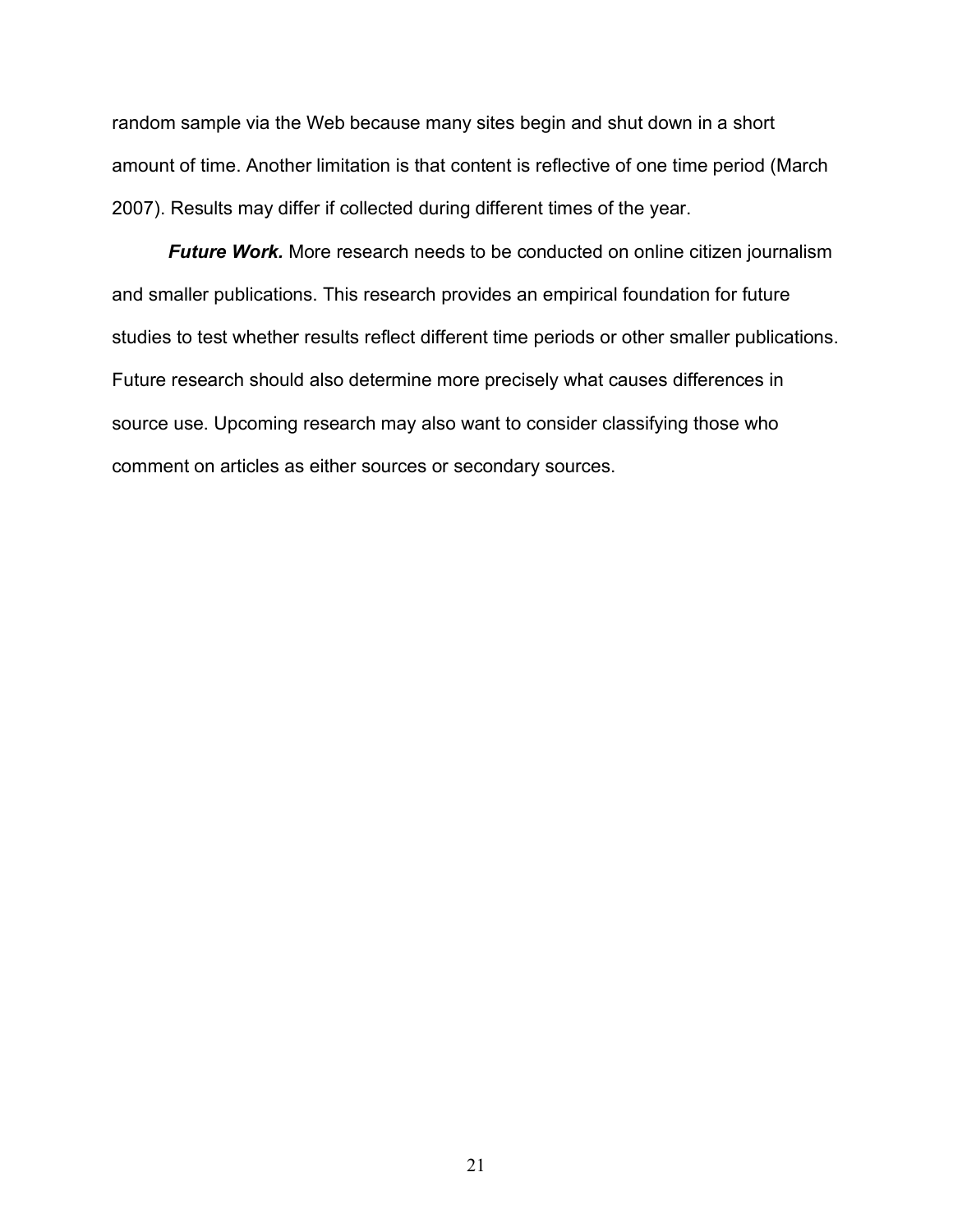random sample via the Web because many sites begin and shut down in a short amount of time. Another limitation is that content is reflective of one time period (March 2007). Results may differ if collected during different times of the year.

***Future Work.*** More research needs to be conducted on online citizen journalism and smaller publications. This research provides an empirical foundation for future studies to test whether results reflect different time periods or other smaller publications. Future research should also determine more precisely what causes differences in source use. Upcoming research may also want to consider classifying those who comment on articles as either sources or secondary sources.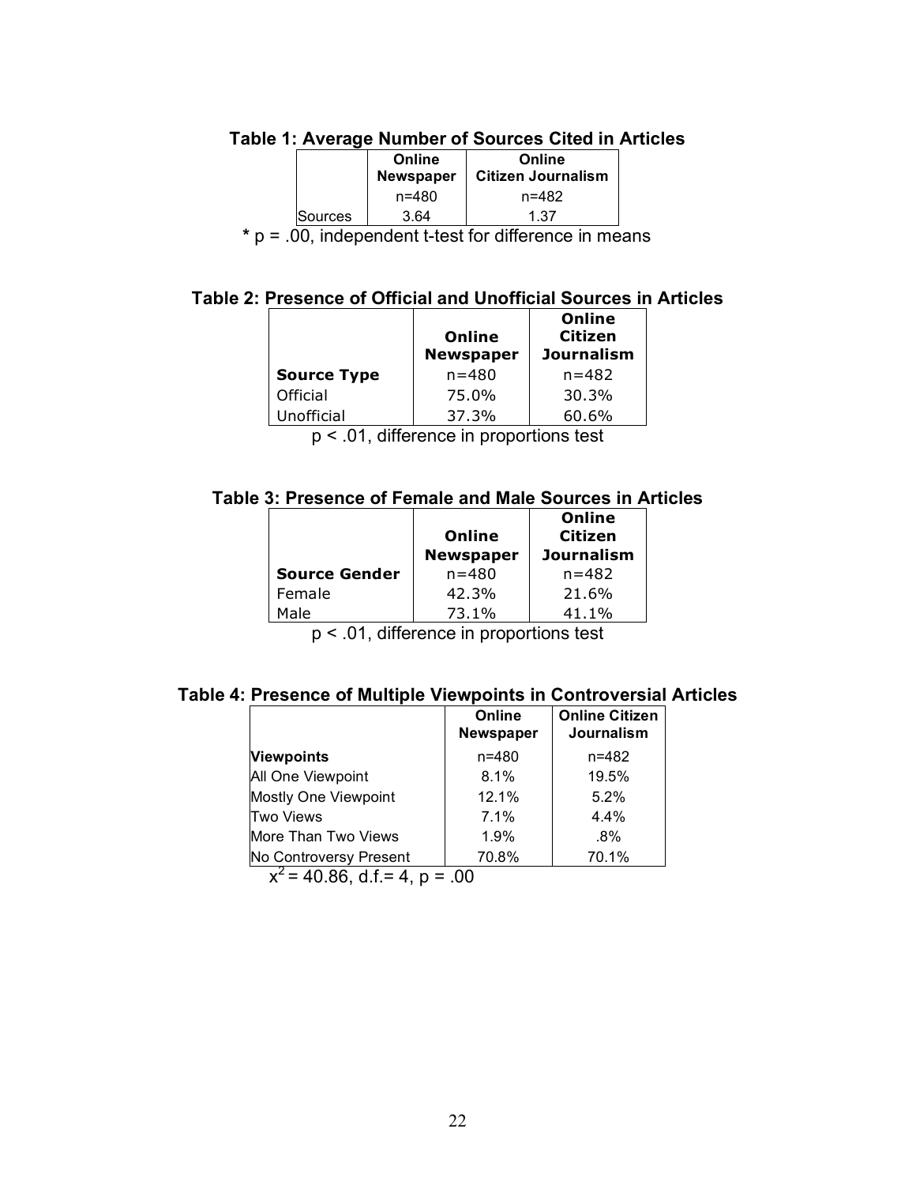**Table 1: Average Number of Sources Cited in Articles**

| | Online Newspaper | Online Citizen Journalism |
|---|---|---|
| | n=480 | n=482 |
| Sources | 3.64 | 1.37 |

* $p = .00$, independent t-test for difference in means

**Table 2: Presence of Official and Unofficial Sources in Articles**

| | Online Newspaper | Online Citizen Journalism |
|---|---|---|
| **Source Type** | n=480 | n=482 |
| Official | 75.0% | 30.3% |
| Unofficial | 37.3% | 60.6% |

$p < .01$, difference in proportions test

**Table 3: Presence of Female and Male Sources in Articles**

| | Online Newspaper | Online Citizen Journalism |
|---|---|---|
| **Source Gender** | n=480 | n=482 |
| Female | 42.3% | 21.6% |
| Male | 73.1% | 41.1% |

$p < .01$, difference in proportions test

**Table 4: Presence of Multiple Viewpoints in Controversial Articles**

| | Online Newspaper | Online Citizen Journalism |
|---|---|---|
| **Viewpoints** | n=480 | n=482 |
| All One Viewpoint | 8.1% | 19.5% |
| Mostly One Viewpoint | 12.1% | 5.2% |
| Two Views | 7.1% | 4.4% |
| More Than Two Views | 1.9% | .8% |
| No Controversy Present | 70.8% | 70.1% |

$x^2 = 40.86$, d.f.= 4, $p = .00$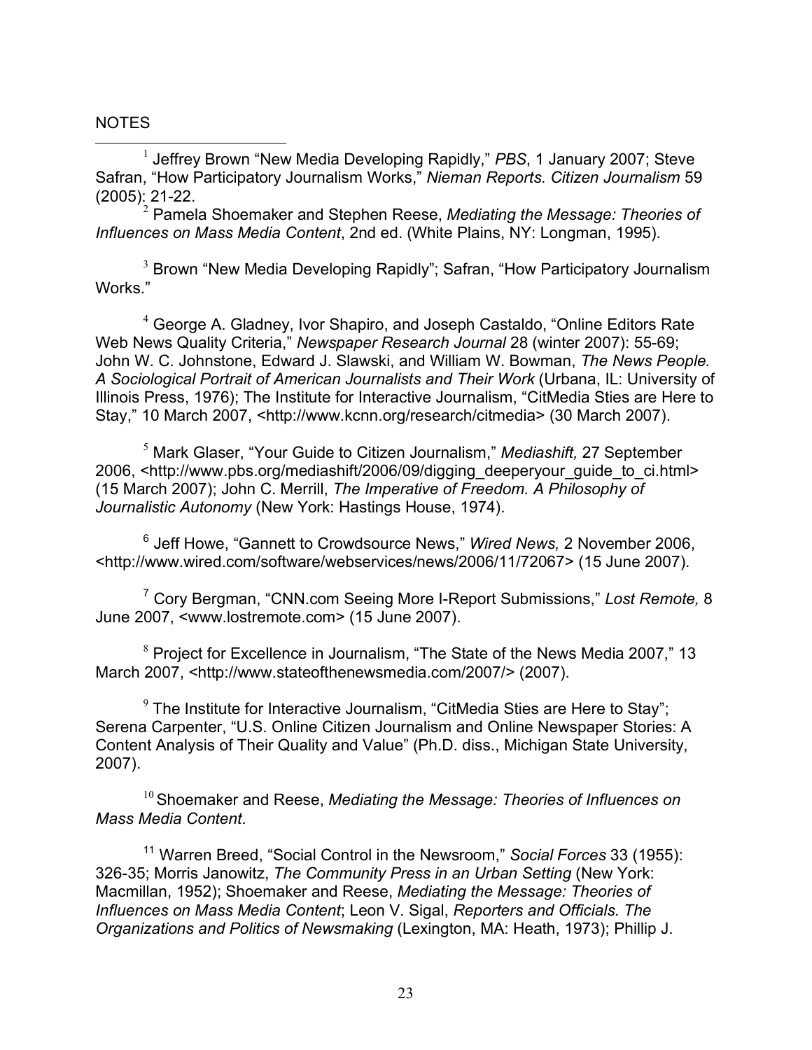NOTES

[1] Jeffrey Brown "New Media Developing Rapidly," *PBS*, 1 January 2007; Steve Safran, "How Participatory Journalism Works," *Nieman Reports. Citizen Journalism* 59 (2005): 21-22.

[2] Pamela Shoemaker and Stephen Reese, *Mediating the Message: Theories of Influences on Mass Media Content*, 2nd ed. (White Plains, NY: Longman, 1995).

[3] Brown "New Media Developing Rapidly"; Safran, "How Participatory Journalism Works."

[4] George A. Gladney, Ivor Shapiro, and Joseph Castaldo, "Online Editors Rate Web News Quality Criteria," *Newspaper Research Journal* 28 (winter 2007): 55-69; John W. C. Johnstone, Edward J. Slawski, and William W. Bowman, *The News People. A Sociological Portrait of American Journalists and Their Work* (Urbana, IL: University of Illinois Press, 1976); The Institute for Interactive Journalism, "CitMedia Sties are Here to Stay," 10 March 2007, <http://www.kcnn.org/research/citmedia> (30 March 2007).

[5] Mark Glaser, "Your Guide to Citizen Journalism," *Mediashift,* 27 September 2006, <http://www.pbs.org/mediashift/2006/09/digging_deeperyour_guide_to_ci.html> (15 March 2007); John C. Merrill, *The Imperative of Freedom. A Philosophy of Journalistic Autonomy* (New York: Hastings House, 1974).

[6] Jeff Howe, "Gannett to Crowdsource News," *Wired News,* 2 November 2006, <http://www.wired.com/software/webservices/news/2006/11/72067> (15 June 2007).

[7] Cory Bergman, "CNN.com Seeing More I-Report Submissions," *Lost Remote,* 8 June 2007, <www.lostremote.com> (15 June 2007).

[8] Project for Excellence in Journalism, "The State of the News Media 2007," 13 March 2007, <http://www.stateofthenewsmedia.com/2007/> (2007).

[9] The Institute for Interactive Journalism, "CitMedia Sties are Here to Stay"; Serena Carpenter, "U.S. Online Citizen Journalism and Online Newspaper Stories: A Content Analysis of Their Quality and Value" (Ph.D. diss., Michigan State University, 2007).

[10] Shoemaker and Reese, *Mediating the Message: Theories of Influences on Mass Media Content*.

[11] Warren Breed, "Social Control in the Newsroom," *Social Forces* 33 (1955): 326-35; Morris Janowitz, *The Community Press in an Urban Setting* (New York: Macmillan, 1952); Shoemaker and Reese, *Mediating the Message: Theories of Influences on Mass Media Content*; Leon V. Sigal, *Reporters and Officials. The Organizations and Politics of Newsmaking* (Lexington, MA: Heath, 1973); Phillip J.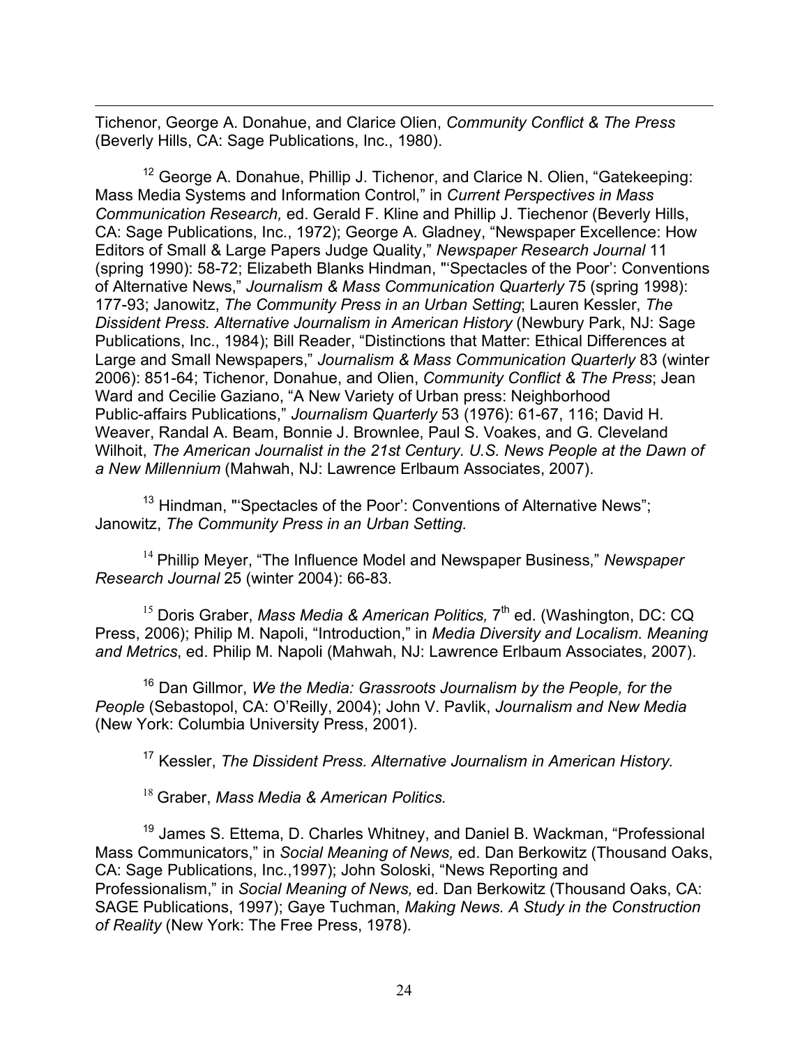Tichenor, George A. Donahue, and Clarice Olien, *Community Conflict & The Press* (Beverly Hills, CA: Sage Publications, Inc., 1980).

[12] George A. Donahue, Phillip J. Tichenor, and Clarice N. Olien, "Gatekeeping: Mass Media Systems and Information Control," in *Current Perspectives in Mass Communication Research,* ed. Gerald F. Kline and Phillip J. Tiechenor (Beverly Hills, CA: Sage Publications, Inc., 1972); George A. Gladney, "Newspaper Excellence: How Editors of Small & Large Papers Judge Quality," *Newspaper Research Journal* 11 (spring 1990): 58-72; Elizabeth Blanks Hindman, "'Spectacles of the Poor': Conventions of Alternative News," *Journalism & Mass Communication Quarterly* 75 (spring 1998): 177-93; Janowitz, *The Community Press in an Urban Setting*; Lauren Kessler, *The Dissident Press. Alternative Journalism in American History* (Newbury Park, NJ: Sage Publications, Inc., 1984); Bill Reader, "Distinctions that Matter: Ethical Differences at Large and Small Newspapers," *Journalism & Mass Communication Quarterly* 83 (winter 2006): 851-64; Tichenor, Donahue, and Olien, *Community Conflict & The Press*; Jean Ward and Cecilie Gaziano, "A New Variety of Urban press: Neighborhood Public-affairs Publications," *Journalism Quarterly* 53 (1976): 61-67, 116; David H. Weaver, Randal A. Beam, Bonnie J. Brownlee, Paul S. Voakes, and G. Cleveland Wilhoit, *The American Journalist in the 21st Century. U.S. News People at the Dawn of a New Millennium* (Mahwah, NJ: Lawrence Erlbaum Associates, 2007).

[13] Hindman, "'Spectacles of the Poor': Conventions of Alternative News"; Janowitz, *The Community Press in an Urban Setting.*

[14] Phillip Meyer, "The Influence Model and Newspaper Business," *Newspaper Research Journal* 25 (winter 2004): 66-83.

[15] Doris Graber, *Mass Media & American Politics,* 7th ed. (Washington, DC: CQ Press, 2006); Philip M. Napoli, "Introduction," in *Media Diversity and Localism. Meaning and Metrics*, ed. Philip M. Napoli (Mahwah, NJ: Lawrence Erlbaum Associates, 2007).

[16] Dan Gillmor, *We the Media: Grassroots Journalism by the People, for the People* (Sebastopol, CA: O'Reilly, 2004); John V. Pavlik, *Journalism and New Media* (New York: Columbia University Press, 2001).

[17] Kessler, *The Dissident Press. Alternative Journalism in American History.*

[18] Graber, *Mass Media & American Politics.*

[19] James S. Ettema, D. Charles Whitney, and Daniel B. Wackman, "Professional Mass Communicators," in *Social Meaning of News,* ed. Dan Berkowitz (Thousand Oaks, CA: Sage Publications, Inc.,1997); John Soloski, "News Reporting and Professionalism," in *Social Meaning of News,* ed. Dan Berkowitz (Thousand Oaks, CA: SAGE Publications, 1997); Gaye Tuchman, *Making News. A Study in the Construction of Reality* (New York: The Free Press, 1978).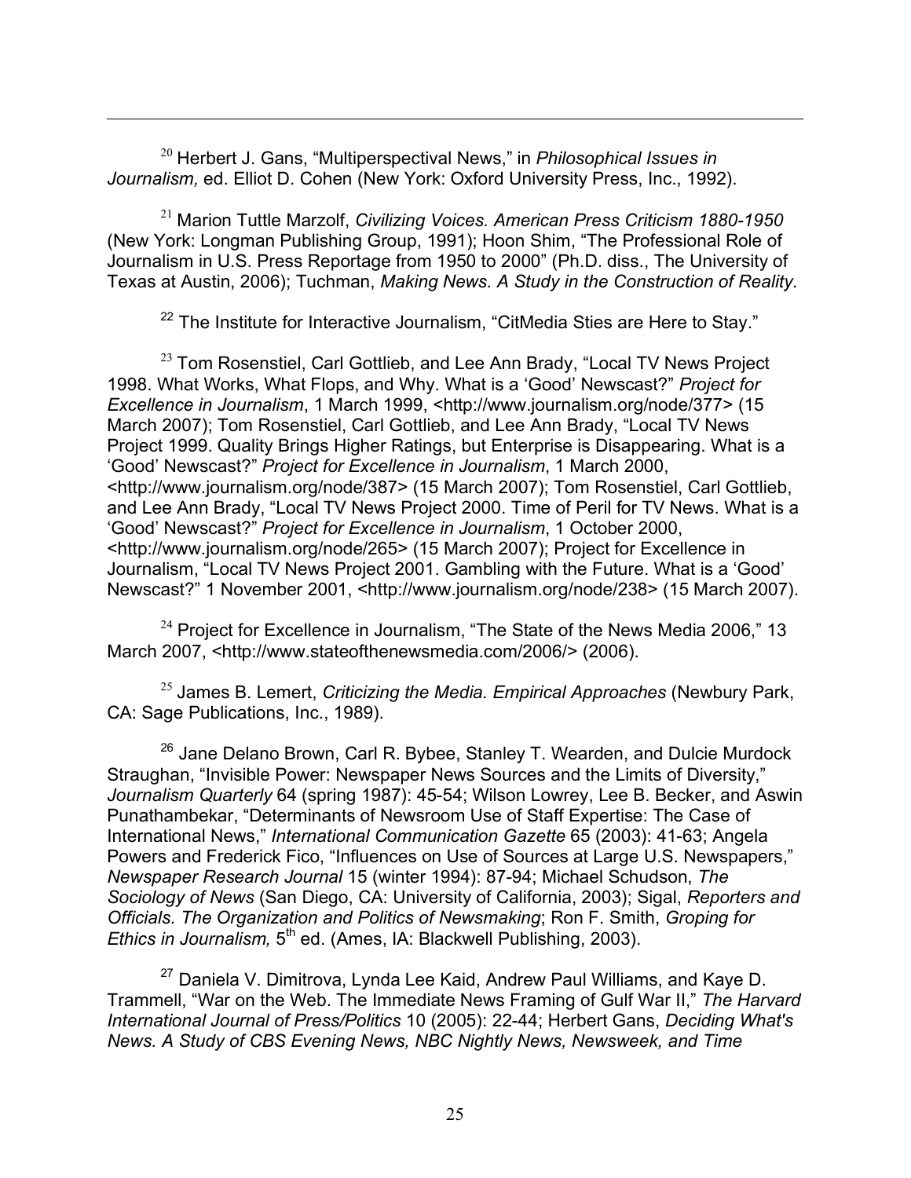[20] Herbert J. Gans, "Multiperspectival News," in *Philosophical Issues in Journalism,* ed. Elliot D. Cohen (New York: Oxford University Press, Inc., 1992).

[21] Marion Tuttle Marzolf, *Civilizing Voices. American Press Criticism 1880-1950* (New York: Longman Publishing Group, 1991); Hoon Shim, "The Professional Role of Journalism in U.S. Press Reportage from 1950 to 2000" (Ph.D. diss., The University of Texas at Austin, 2006); Tuchman, *Making News. A Study in the Construction of Reality.*

[22] The Institute for Interactive Journalism, "CitMedia Sties are Here to Stay."

[23] Tom Rosenstiel, Carl Gottlieb, and Lee Ann Brady, "Local TV News Project 1998. What Works, What Flops, and Why. What is a 'Good' Newscast?" *Project for Excellence in Journalism*, 1 March 1999, <http://www.journalism.org/node/377> (15 March 2007); Tom Rosenstiel, Carl Gottlieb, and Lee Ann Brady, "Local TV News Project 1999. Quality Brings Higher Ratings, but Enterprise is Disappearing. What is a 'Good' Newscast?" *Project for Excellence in Journalism*, 1 March 2000, <http://www.journalism.org/node/387> (15 March 2007); Tom Rosenstiel, Carl Gottlieb, and Lee Ann Brady, "Local TV News Project 2000. Time of Peril for TV News. What is a 'Good' Newscast?" *Project for Excellence in Journalism*, 1 October 2000, <http://www.journalism.org/node/265> (15 March 2007); Project for Excellence in Journalism, "Local TV News Project 2001. Gambling with the Future. What is a 'Good' Newscast?" 1 November 2001, <http://www.journalism.org/node/238> (15 March 2007).

[24] Project for Excellence in Journalism, "The State of the News Media 2006," 13 March 2007, <http://www.stateofthenewsmedia.com/2006/> (2006).

[25] James B. Lemert, *Criticizing the Media. Empirical Approaches* (Newbury Park, CA: Sage Publications, Inc., 1989).

[26] Jane Delano Brown, Carl R. Bybee, Stanley T. Wearden, and Dulcie Murdock Straughan, "Invisible Power: Newspaper News Sources and the Limits of Diversity," *Journalism Quarterly* 64 (spring 1987): 45-54; Wilson Lowrey, Lee B. Becker, and Aswin Punathambekar, "Determinants of Newsroom Use of Staff Expertise: The Case of International News," *International Communication Gazette* 65 (2003): 41-63; Angela Powers and Frederick Fico, "Influences on Use of Sources at Large U.S. Newspapers," *Newspaper Research Journal* 15 (winter 1994): 87-94; Michael Schudson, *The Sociology of News* (San Diego, CA: University of California, 2003); Sigal, *Reporters and Officials. The Organization and Politics of Newsmaking*; Ron F. Smith, *Groping for Ethics in Journalism,* 5th ed. (Ames, IA: Blackwell Publishing, 2003).

[27] Daniela V. Dimitrova, Lynda Lee Kaid, Andrew Paul Williams, and Kaye D. Trammell, "War on the Web. The Immediate News Framing of Gulf War II," *The Harvard International Journal of Press/Politics* 10 (2005): 22-44; Herbert Gans, *Deciding What's News. A Study of CBS Evening News, NBC Nightly News, Newsweek, and Time*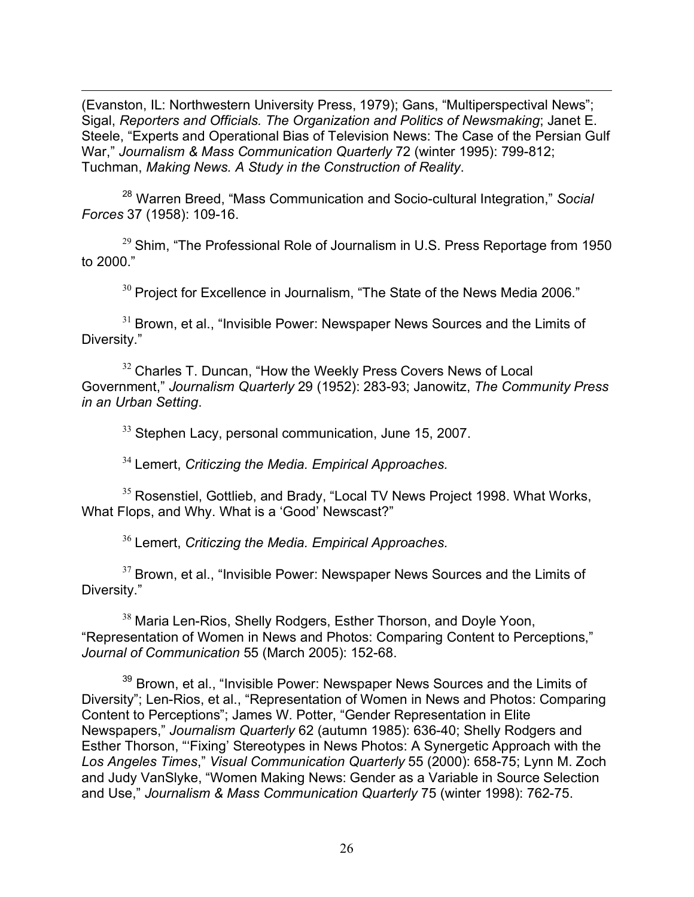(Evanston, IL: Northwestern University Press, 1979); Gans, "Multiperspectival News"; Sigal, *Reporters and Officials. The Organization and Politics of Newsmaking*; Janet E. Steele, "Experts and Operational Bias of Television News: The Case of the Persian Gulf War," *Journalism & Mass Communication Quarterly* 72 (winter 1995): 799-812; Tuchman, *Making News. A Study in the Construction of Reality*.

[28] Warren Breed, "Mass Communication and Socio-cultural Integration," *Social Forces* 37 (1958): 109-16.

[29] Shim, "The Professional Role of Journalism in U.S. Press Reportage from 1950 to 2000."

[30] Project for Excellence in Journalism, "The State of the News Media 2006."

[31] Brown, et al., "Invisible Power: Newspaper News Sources and the Limits of Diversity."

[32] Charles T. Duncan, "How the Weekly Press Covers News of Local Government," *Journalism Quarterly* 29 (1952): 283-93; Janowitz, *The Community Press in an Urban Setting*.

[33] Stephen Lacy, personal communication, June 15, 2007.

[34] Lemert, *Criticzing the Media. Empirical Approaches.*

[35] Rosenstiel, Gottlieb, and Brady, "Local TV News Project 1998. What Works, What Flops, and Why. What is a 'Good' Newscast?"

[36] Lemert, *Criticzing the Media. Empirical Approaches*.

[37] Brown, et al., "Invisible Power: Newspaper News Sources and the Limits of Diversity."

[38] Maria Len-Rios, Shelly Rodgers, Esther Thorson, and Doyle Yoon, "Representation of Women in News and Photos: Comparing Content to Perceptions," *Journal of Communication* 55 (March 2005): 152-68.

[39] Brown, et al., "Invisible Power: Newspaper News Sources and the Limits of Diversity"; Len-Rios, et al., "Representation of Women in News and Photos: Comparing Content to Perceptions"; James W. Potter, "Gender Representation in Elite Newspapers," *Journalism Quarterly* 62 (autumn 1985): 636-40; Shelly Rodgers and Esther Thorson, "'Fixing' Stereotypes in News Photos: A Synergetic Approach with the *Los Angeles Times*," *Visual Communication Quarterly* 55 (2000): 658-75; Lynn M. Zoch and Judy VanSlyke, "Women Making News: Gender as a Variable in Source Selection and Use," *Journalism & Mass Communication Quarterly* 75 (winter 1998): 762-75.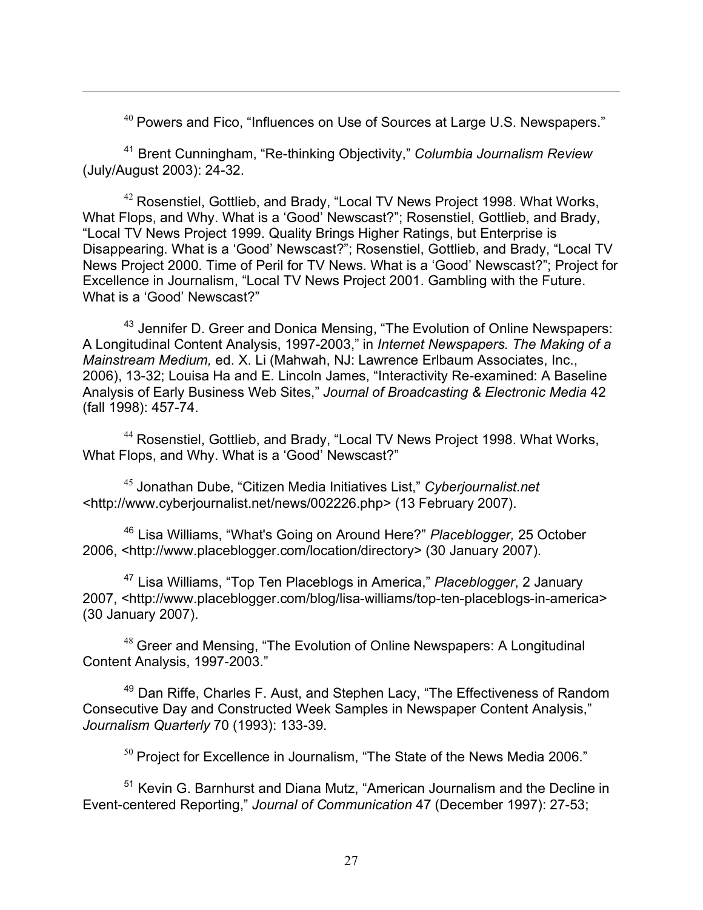[40] Powers and Fico, "Influences on Use of Sources at Large U.S. Newspapers."

[41] Brent Cunningham, "Re-thinking Objectivity," *Columbia Journalism Review* (July/August 2003): 24-32.

[42] Rosenstiel, Gottlieb, and Brady, "Local TV News Project 1998. What Works, What Flops, and Why. What is a 'Good' Newscast?"; Rosenstiel, Gottlieb, and Brady, "Local TV News Project 1999. Quality Brings Higher Ratings, but Enterprise is Disappearing. What is a 'Good' Newscast?"; Rosenstiel, Gottlieb, and Brady, "Local TV News Project 2000. Time of Peril for TV News. What is a 'Good' Newscast?"; Project for Excellence in Journalism, "Local TV News Project 2001. Gambling with the Future. What is a 'Good' Newscast?"

[43] Jennifer D. Greer and Donica Mensing, "The Evolution of Online Newspapers: A Longitudinal Content Analysis, 1997-2003," in *Internet Newspapers. The Making of a Mainstream Medium,* ed. X. Li (Mahwah, NJ: Lawrence Erlbaum Associates, Inc., 2006), 13-32; Louisa Ha and E. Lincoln James, "Interactivity Re-examined: A Baseline Analysis of Early Business Web Sites," *Journal of Broadcasting & Electronic Media* 42 (fall 1998): 457-74.

[44] Rosenstiel, Gottlieb, and Brady, "Local TV News Project 1998. What Works, What Flops, and Why. What is a 'Good' Newscast?"

[45] Jonathan Dube, "Citizen Media Initiatives List," *Cyberjournalist.net* <http://www.cyberjournalist.net/news/002226.php> (13 February 2007).

[46] Lisa Williams, "What's Going on Around Here?" *Placeblogger,* 25 October 2006, <http://www.placeblogger.com/location/directory> (30 January 2007).

[47] Lisa Williams, "Top Ten Placeblogs in America," *Placeblogger*, 2 January 2007, <http://www.placeblogger.com/blog/lisa-williams/top-ten-placeblogs-in-america> (30 January 2007).

[48] Greer and Mensing, "The Evolution of Online Newspapers: A Longitudinal Content Analysis, 1997-2003."

[49] Dan Riffe, Charles F. Aust, and Stephen Lacy, "The Effectiveness of Random Consecutive Day and Constructed Week Samples in Newspaper Content Analysis," *Journalism Quarterly* 70 (1993): 133-39.

[50] Project for Excellence in Journalism, "The State of the News Media 2006."

[51] Kevin G. Barnhurst and Diana Mutz, "American Journalism and the Decline in Event-centered Reporting," *Journal of Communication* 47 (December 1997): 27-53;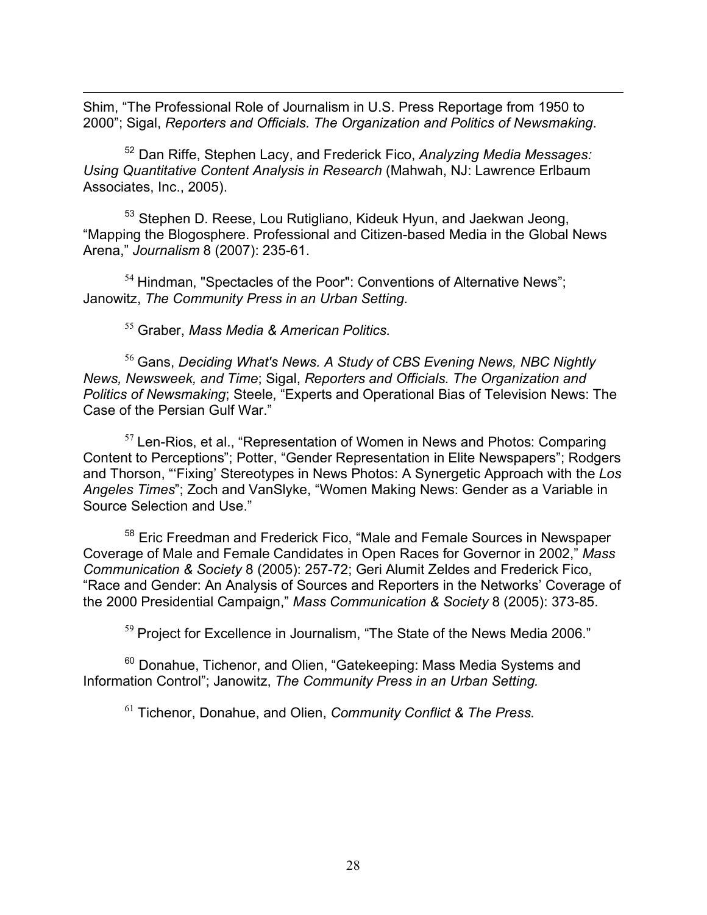Shim, "The Professional Role of Journalism in U.S. Press Reportage from 1950 to 2000"; Sigal, *Reporters and Officials. The Organization and Politics of Newsmaking*.

[52] Dan Riffe, Stephen Lacy, and Frederick Fico, *Analyzing Media Messages: Using Quantitative Content Analysis in Research* (Mahwah, NJ: Lawrence Erlbaum Associates, Inc., 2005).

[53] Stephen D. Reese, Lou Rutigliano, Kideuk Hyun, and Jaekwan Jeong, "Mapping the Blogosphere. Professional and Citizen-based Media in the Global News Arena," *Journalism* 8 (2007): 235-61.

[54] Hindman, "Spectacles of the Poor": Conventions of Alternative News"; Janowitz, *The Community Press in an Urban Setting.*

[55] Graber, *Mass Media & American Politics*.

[56] Gans, *Deciding What's News. A Study of CBS Evening News, NBC Nightly News, Newsweek, and Time*; Sigal, *Reporters and Officials. The Organization and Politics of Newsmaking*; Steele, "Experts and Operational Bias of Television News: The Case of the Persian Gulf War."

[57] Len-Rios, et al., "Representation of Women in News and Photos: Comparing Content to Perceptions"; Potter, "Gender Representation in Elite Newspapers"; Rodgers and Thorson, "'Fixing' Stereotypes in News Photos: A Synergetic Approach with the *Los Angeles Times*"; Zoch and VanSlyke, "Women Making News: Gender as a Variable in Source Selection and Use."

[58] Eric Freedman and Frederick Fico, "Male and Female Sources in Newspaper Coverage of Male and Female Candidates in Open Races for Governor in 2002," *Mass Communication & Society* 8 (2005): 257-72; Geri Alumit Zeldes and Frederick Fico, "Race and Gender: An Analysis of Sources and Reporters in the Networks' Coverage of the 2000 Presidential Campaign," *Mass Communication & Society* 8 (2005): 373-85.

[59] Project for Excellence in Journalism, "The State of the News Media 2006."

[60] Donahue, Tichenor, and Olien, "Gatekeeping: Mass Media Systems and Information Control"; Janowitz, *The Community Press in an Urban Setting.*

[61] Tichenor, Donahue, and Olien, *Community Conflict & The Press*.